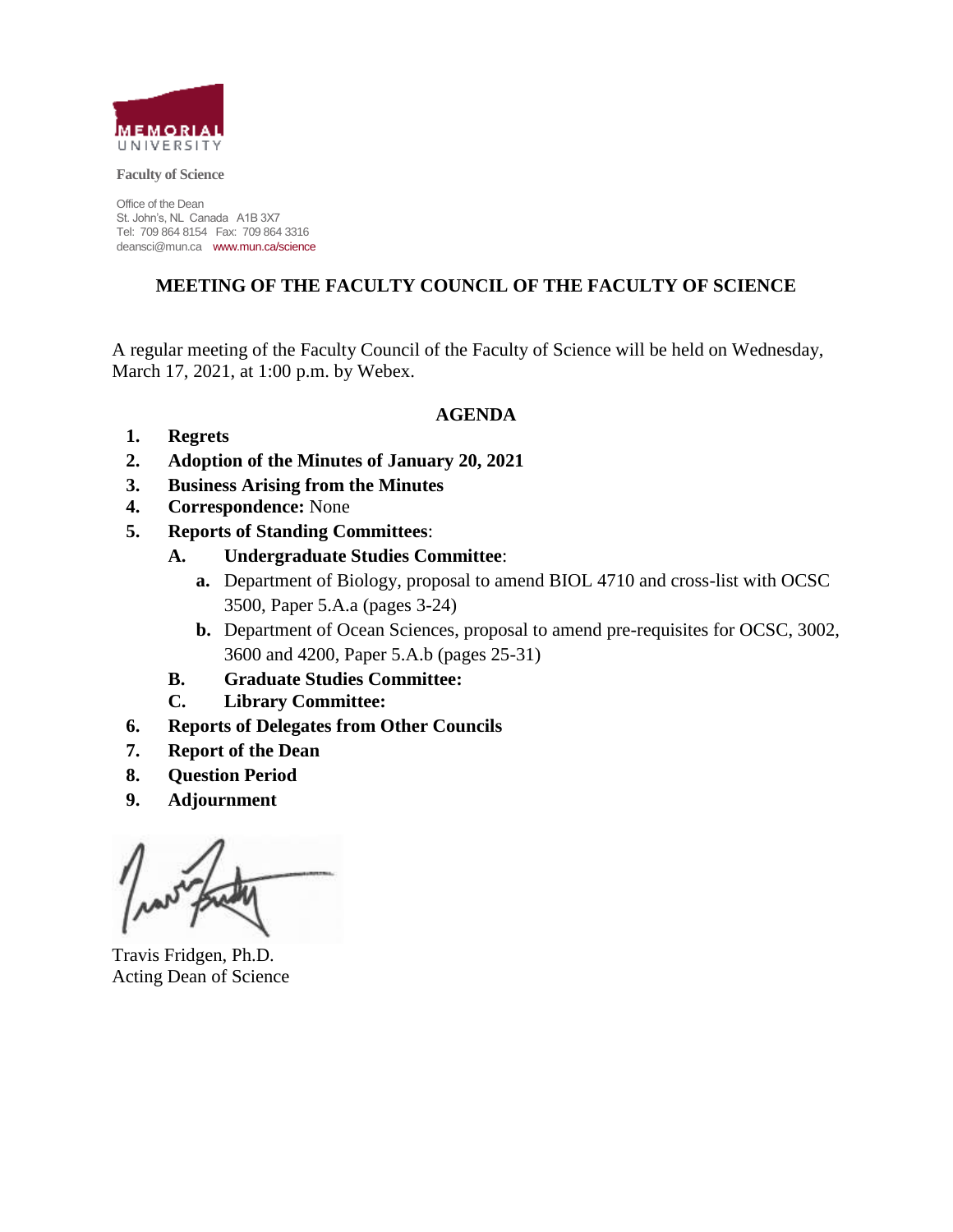MEMORIAL UNIVERSITY

**Faculty of Science**

Office of the Dean
St. John's, NL Canada A1B 3X7
Tel: 709 864 8154 Fax: 709 864 3316
deansci@mun.ca www.mun.ca/science

## MEETING OF THE FACULTY COUNCIL OF THE FACULTY OF SCIENCE

A regular meeting of the Faculty Council of the Faculty of Science will be held on Wednesday, March 17, 2021, at 1:00 p.m. by Webex.

### AGENDA

1. **Regrets**
2. **Adoption of the Minutes of January 20, 2021**
3. **Business Arising from the Minutes**
4. **Correspondence:** None
5. **Reports of Standing Committees**:
   - **A. Undergraduate Studies Committee**:
     - **a.** Department of Biology, proposal to amend BIOL 4710 and cross-list with OCSC 3500, Paper 5.A.a (pages 3-24)
     - **b.** Department of Ocean Sciences, proposal to amend pre-requisites for OCSC, 3002, 3600 and 4200, Paper 5.A.b (pages 25-31)
   - **B. Graduate Studies Committee:**
   - **C. Library Committee:**
6. **Reports of Delegates from Other Councils**
7. **Report of the Dean**
8. **Question Period**
9. **Adjournment**

Travis Fridgen, Ph.D.
Acting Dean of Science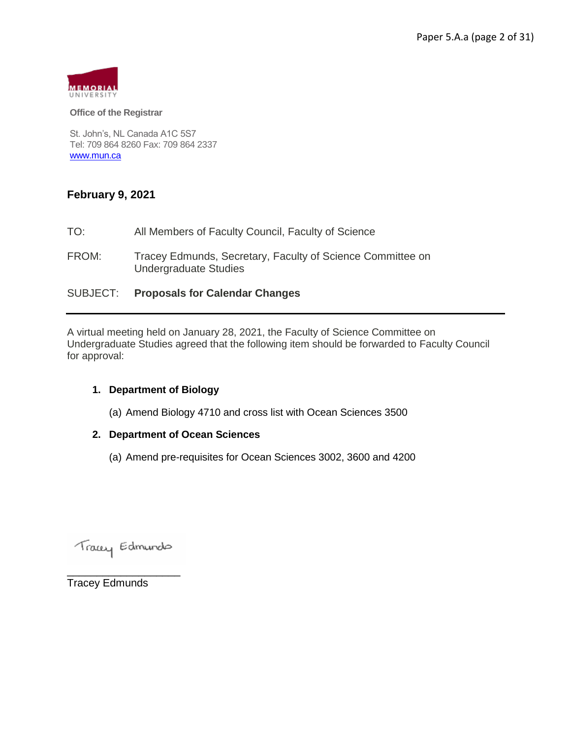**MEMORIAL UNIVERSITY**

**Office of the Registrar**

St. John's, NL Canada A1C 5S7
Tel: 709 864 8260 Fax: 709 864 2337
www.mun.ca

**February 9, 2021**

TO: All Members of Faculty Council, Faculty of Science

FROM: Tracey Edmunds, Secretary, Faculty of Science Committee on Undergraduate Studies

SUBJECT: **Proposals for Calendar Changes**

---

A virtual meeting held on January 28, 2021, the Faculty of Science Committee on Undergraduate Studies agreed that the following item should be forwarded to Faculty Council for approval:

1. **Department of Biology**

   (a) Amend Biology 4710 and cross list with Ocean Sciences 3500

2. **Department of Ocean Sciences**

   (a) Amend pre-requisites for Ocean Sciences 3002, 3600 and 4200

Tracey Edmunds

___________________
Tracey Edmunds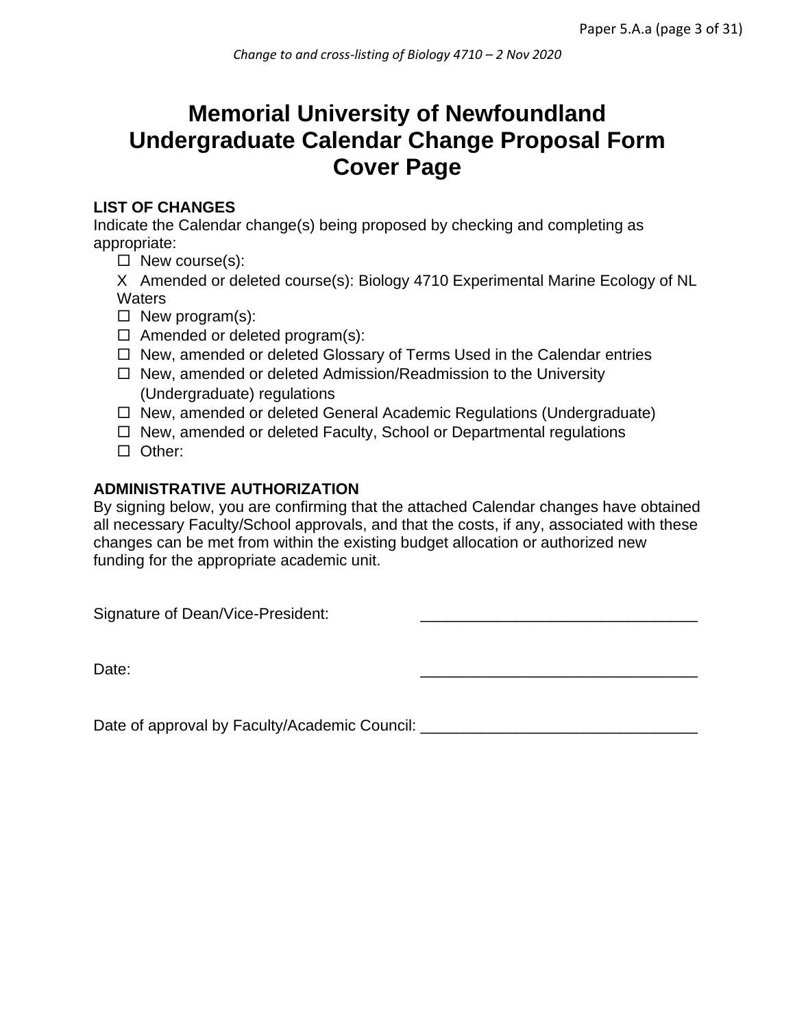# Memorial University of Newfoundland Undergraduate Calendar Change Proposal Form Cover Page

**LIST OF CHANGES**

Indicate the Calendar change(s) being proposed by checking and completing as appropriate:

- ☐ New course(s):
- X Amended or deleted course(s): Biology 4710 Experimental Marine Ecology of NL Waters
- ☐ New program(s):
- ☐ Amended or deleted program(s):
- ☐ New, amended or deleted Glossary of Terms Used in the Calendar entries
- ☐ New, amended or deleted Admission/Readmission to the University (Undergraduate) regulations
- ☐ New, amended or deleted General Academic Regulations (Undergraduate)
- ☐ New, amended or deleted Faculty, School or Departmental regulations
- ☐ Other:

**ADMINISTRATIVE AUTHORIZATION**

By signing below, you are confirming that the attached Calendar changes have obtained all necessary Faculty/School approvals, and that the costs, if any, associated with these changes can be met from within the existing budget allocation or authorized new funding for the appropriate academic unit.

Signature of Dean/Vice-President: ________________________________

Date: ________________________________

Date of approval by Faculty/Academic Council: ________________________________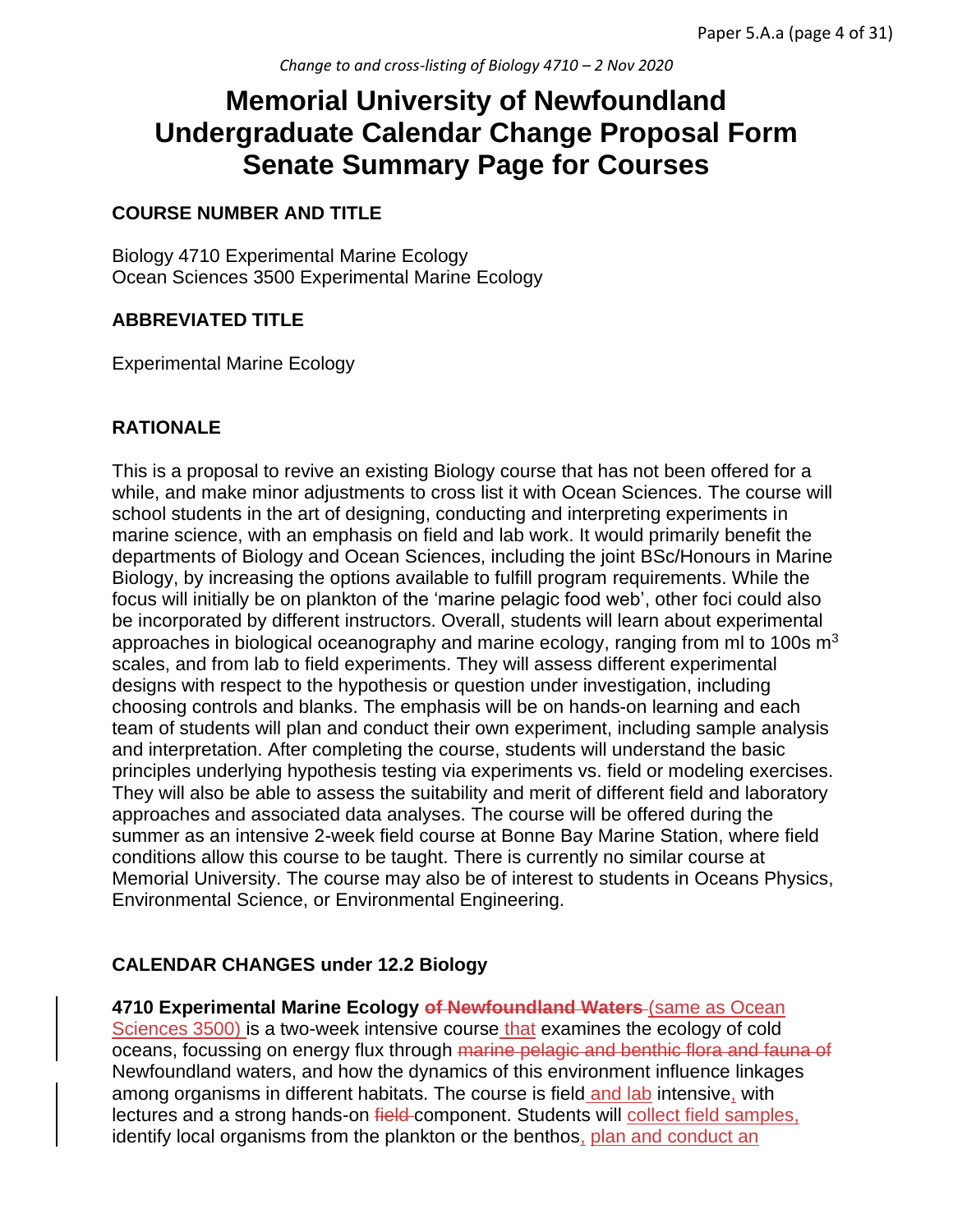*Change to and cross-listing of Biology 4710 – 2 Nov 2020*

# Memorial University of Newfoundland Undergraduate Calendar Change Proposal Form Senate Summary Page for Courses

### COURSE NUMBER AND TITLE

Biology 4710 Experimental Marine Ecology
Ocean Sciences 3500 Experimental Marine Ecology

### ABBREVIATED TITLE

Experimental Marine Ecology

### RATIONALE

This is a proposal to revive an existing Biology course that has not been offered for a while, and make minor adjustments to cross list it with Ocean Sciences. The course will school students in the art of designing, conducting and interpreting experiments in marine science, with an emphasis on field and lab work. It would primarily benefit the departments of Biology and Ocean Sciences, including the joint BSc/Honours in Marine Biology, by increasing the options available to fulfill program requirements. While the focus will initially be on plankton of the 'marine pelagic food web', other foci could also be incorporated by different instructors. Overall, students will learn about experimental approaches in biological oceanography and marine ecology, ranging from ml to 100s $m^3$ scales, and from lab to field experiments. They will assess different experimental designs with respect to the hypothesis or question under investigation, including choosing controls and blanks. The emphasis will be on hands-on learning and each team of students will plan and conduct their own experiment, including sample analysis and interpretation. After completing the course, students will understand the basic principles underlying hypothesis testing via experiments vs. field or modeling exercises. They will also be able to assess the suitability and merit of different field and laboratory approaches and associated data analyses. The course will be offered during the summer as an intensive 2-week field course at Bonne Bay Marine Station, where field conditions allow this course to be taught. There is currently no similar course at Memorial University. The course may also be of interest to students in Oceans Physics, Environmental Science, or Environmental Engineering.

### CALENDAR CHANGES under 12.2 Biology

**4710 Experimental Marine Ecology** ~~**of Newfoundland Waters**~~ (same as Ocean Sciences 3500) is a two-week intensive course that examines the ecology of cold oceans, focussing on energy flux through ~~marine pelagic and benthic flora and fauna of~~ Newfoundland waters, and how the dynamics of this environment influence linkages among organisms in different habitats. The course is field and lab intensive, with lectures and a strong hands-on ~~field~~ component. Students will collect field samples, identify local organisms from the plankton or the benthos, plan and conduct an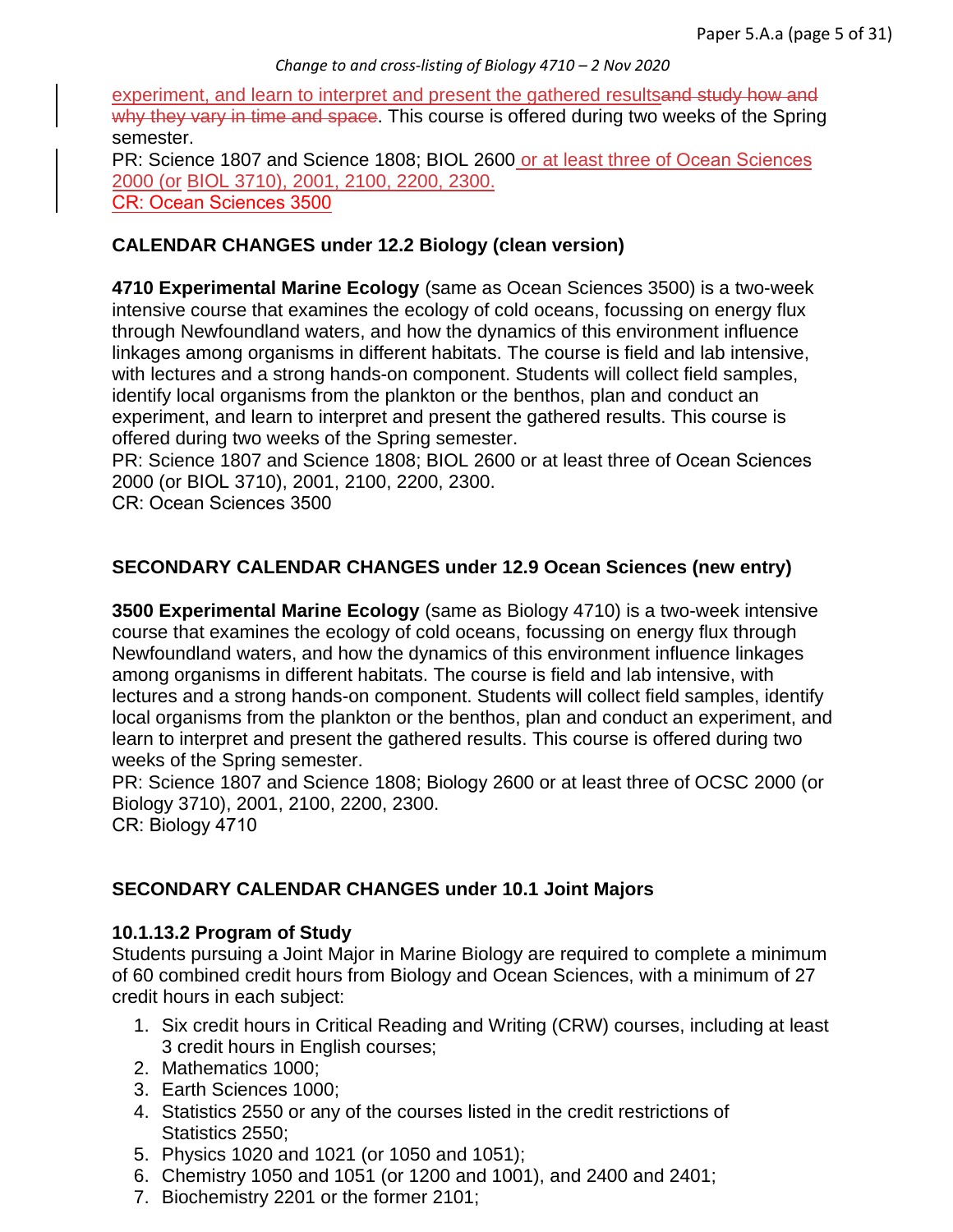experiment, and learn to interpret and present the gathered results~~and study how and why they vary in time and space~~. This course is offered during two weeks of the Spring semester.
PR: Science 1807 and Science 1808; BIOL 2600 or at least three of Ocean Sciences 2000 (or BIOL 3710), 2001, 2100, 2200, 2300.
CR: Ocean Sciences 3500

**CALENDAR CHANGES under 12.2 Biology (clean version)**

**4710 Experimental Marine Ecology** (same as Ocean Sciences 3500) is a two-week intensive course that examines the ecology of cold oceans, focussing on energy flux through Newfoundland waters, and how the dynamics of this environment influence linkages among organisms in different habitats. The course is field and lab intensive, with lectures and a strong hands-on component. Students will collect field samples, identify local organisms from the plankton or the benthos, plan and conduct an experiment, and learn to interpret and present the gathered results. This course is offered during two weeks of the Spring semester.
PR: Science 1807 and Science 1808; BIOL 2600 or at least three of Ocean Sciences 2000 (or BIOL 3710), 2001, 2100, 2200, 2300.
CR: Ocean Sciences 3500

**SECONDARY CALENDAR CHANGES under 12.9 Ocean Sciences (new entry)**

**3500 Experimental Marine Ecology** (same as Biology 4710) is a two-week intensive course that examines the ecology of cold oceans, focussing on energy flux through Newfoundland waters, and how the dynamics of this environment influence linkages among organisms in different habitats. The course is field and lab intensive, with lectures and a strong hands-on component. Students will collect field samples, identify local organisms from the plankton or the benthos, plan and conduct an experiment, and learn to interpret and present the gathered results. This course is offered during two weeks of the Spring semester.
PR: Science 1807 and Science 1808; Biology 2600 or at least three of OCSC 2000 (or Biology 3710), 2001, 2100, 2200, 2300.
CR: Biology 4710

**SECONDARY CALENDAR CHANGES under 10.1 Joint Majors**

**10.1.13.2 Program of Study**
Students pursuing a Joint Major in Marine Biology are required to complete a minimum of 60 combined credit hours from Biology and Ocean Sciences, with a minimum of 27 credit hours in each subject:

1. Six credit hours in Critical Reading and Writing (CRW) courses, including at least 3 credit hours in English courses;
2. Mathematics 1000;
3. Earth Sciences 1000;
4. Statistics 2550 or any of the courses listed in the credit restrictions of Statistics 2550;
5. Physics 1020 and 1021 (or 1050 and 1051);
6. Chemistry 1050 and 1051 (or 1200 and 1001), and 2400 and 2401;
7. Biochemistry 2201 or the former 2101;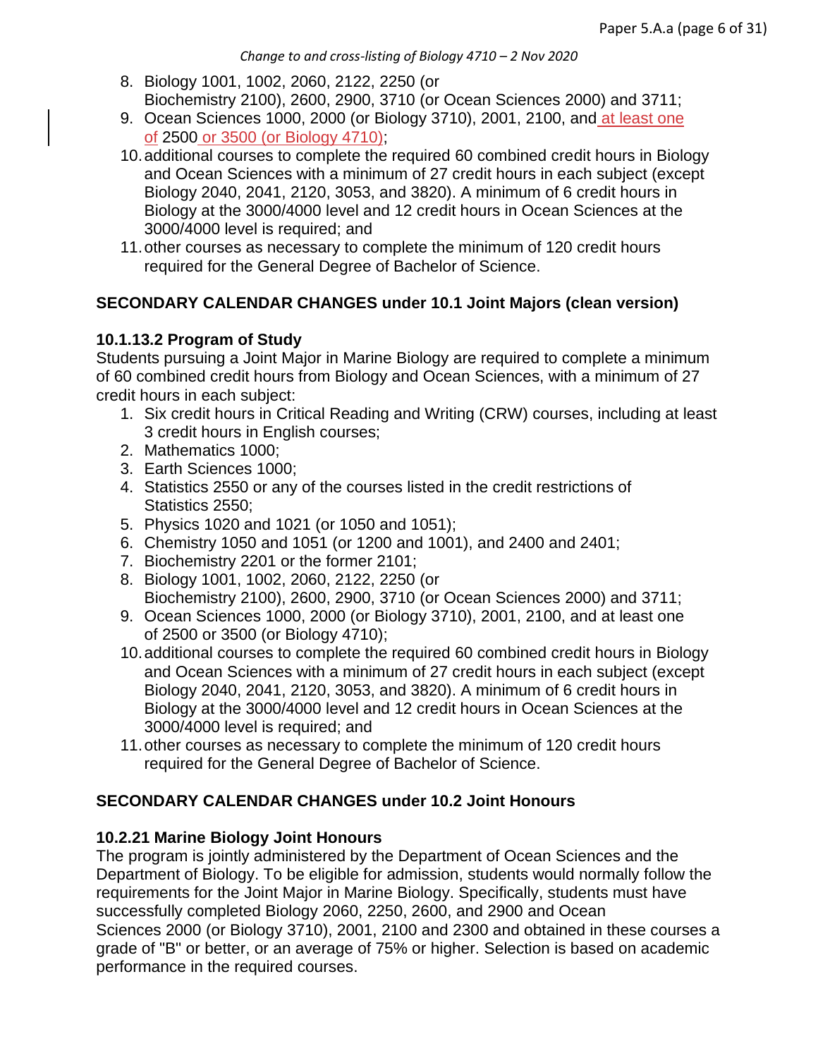8. Biology 1001, 1002, 2060, 2122, 2250 (or Biochemistry 2100), 2600, 2900, 3710 (or Ocean Sciences 2000) and 3711;
9. Ocean Sciences 1000, 2000 (or Biology 3710), 2001, 2100, and at least one of 2500 or 3500 (or Biology 4710);
10. additional courses to complete the required 60 combined credit hours in Biology and Ocean Sciences with a minimum of 27 credit hours in each subject (except Biology 2040, 2041, 2120, 3053, and 3820). A minimum of 6 credit hours in Biology at the 3000/4000 level and 12 credit hours in Ocean Sciences at the 3000/4000 level is required; and
11. other courses as necessary to complete the minimum of 120 credit hours required for the General Degree of Bachelor of Science.

## SECONDARY CALENDAR CHANGES under 10.1 Joint Majors (clean version)

### 10.1.13.2 Program of Study

Students pursuing a Joint Major in Marine Biology are required to complete a minimum of 60 combined credit hours from Biology and Ocean Sciences, with a minimum of 27 credit hours in each subject:

1. Six credit hours in Critical Reading and Writing (CRW) courses, including at least 3 credit hours in English courses;
2. Mathematics 1000;
3. Earth Sciences 1000;
4. Statistics 2550 or any of the courses listed in the credit restrictions of Statistics 2550;
5. Physics 1020 and 1021 (or 1050 and 1051);
6. Chemistry 1050 and 1051 (or 1200 and 1001), and 2400 and 2401;
7. Biochemistry 2201 or the former 2101;
8. Biology 1001, 1002, 2060, 2122, 2250 (or Biochemistry 2100), 2600, 2900, 3710 (or Ocean Sciences 2000) and 3711;
9. Ocean Sciences 1000, 2000 (or Biology 3710), 2001, 2100, and at least one of 2500 or 3500 (or Biology 4710);
10. additional courses to complete the required 60 combined credit hours in Biology and Ocean Sciences with a minimum of 27 credit hours in each subject (except Biology 2040, 2041, 2120, 3053, and 3820). A minimum of 6 credit hours in Biology at the 3000/4000 level and 12 credit hours in Ocean Sciences at the 3000/4000 level is required; and
11. other courses as necessary to complete the minimum of 120 credit hours required for the General Degree of Bachelor of Science.

## SECONDARY CALENDAR CHANGES under 10.2 Joint Honours

### 10.2.21 Marine Biology Joint Honours

The program is jointly administered by the Department of Ocean Sciences and the Department of Biology. To be eligible for admission, students would normally follow the requirements for the Joint Major in Marine Biology. Specifically, students must have successfully completed Biology 2060, 2250, 2600, and 2900 and Ocean Sciences 2000 (or Biology 3710), 2001, 2100 and 2300 and obtained in these courses a grade of "B" or better, or an average of 75% or higher. Selection is based on academic performance in the required courses.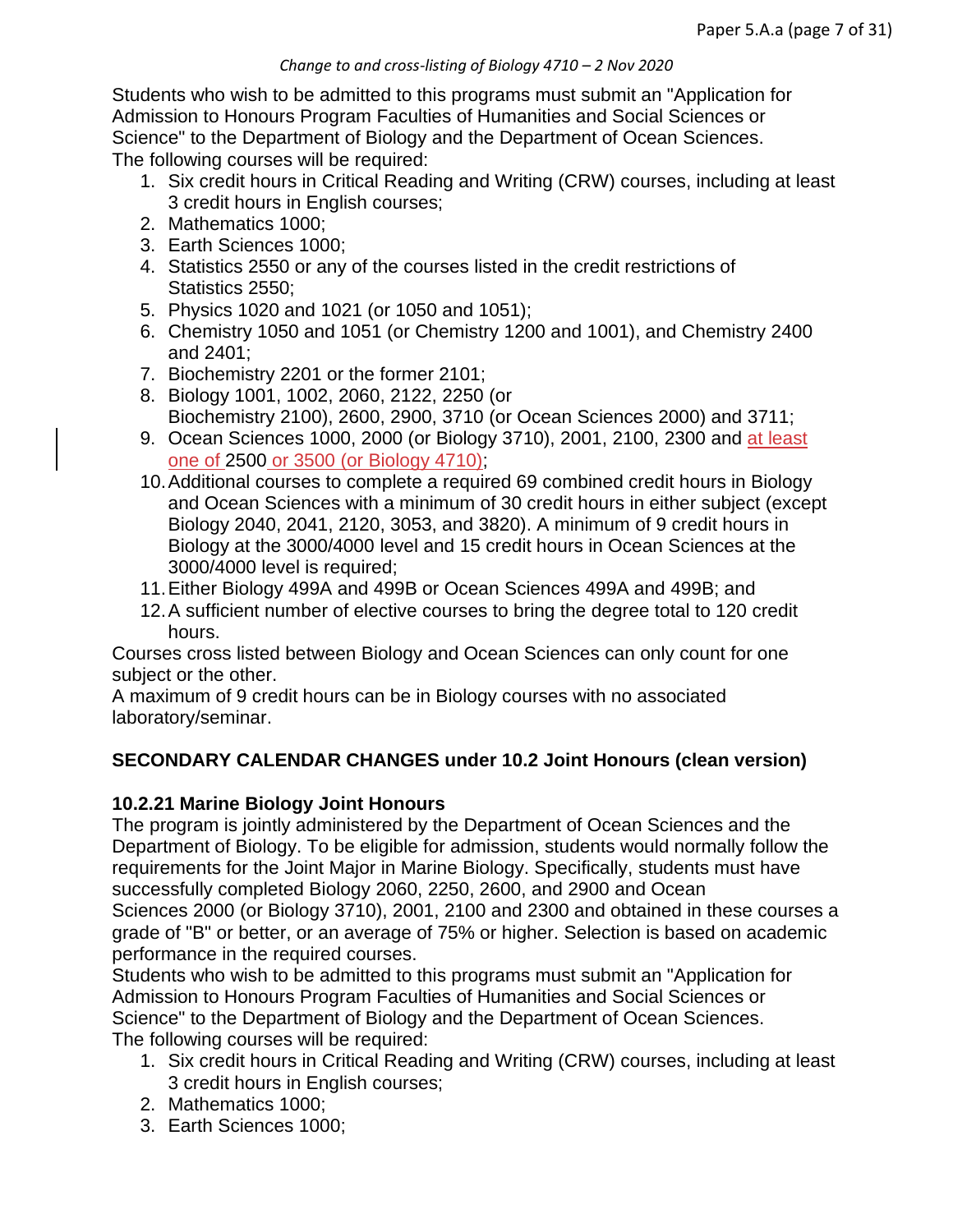Students who wish to be admitted to this programs must submit an "Application for Admission to Honours Program Faculties of Humanities and Social Sciences or Science" to the Department of Biology and the Department of Ocean Sciences.
The following courses will be required:

1. Six credit hours in Critical Reading and Writing (CRW) courses, including at least 3 credit hours in English courses;
2. Mathematics 1000;
3. Earth Sciences 1000;
4. Statistics 2550 or any of the courses listed in the credit restrictions of Statistics 2550;
5. Physics 1020 and 1021 (or 1050 and 1051);
6. Chemistry 1050 and 1051 (or Chemistry 1200 and 1001), and Chemistry 2400 and 2401;
7. Biochemistry 2201 or the former 2101;
8. Biology 1001, 1002, 2060, 2122, 2250 (or Biochemistry 2100), 2600, 2900, 3710 (or Ocean Sciences 2000) and 3711;
9. Ocean Sciences 1000, 2000 (or Biology 3710), 2001, 2100, 2300 and at least one of 2500 or 3500 (or Biology 4710);
10. Additional courses to complete a required 69 combined credit hours in Biology and Ocean Sciences with a minimum of 30 credit hours in either subject (except Biology 2040, 2041, 2120, 3053, and 3820). A minimum of 9 credit hours in Biology at the 3000/4000 level and 15 credit hours in Ocean Sciences at the 3000/4000 level is required;
11. Either Biology 499A and 499B or Ocean Sciences 499A and 499B; and
12. A sufficient number of elective courses to bring the degree total to 120 credit hours.

Courses cross listed between Biology and Ocean Sciences can only count for one subject or the other.
A maximum of 9 credit hours can be in Biology courses with no associated laboratory/seminar.

**SECONDARY CALENDAR CHANGES under 10.2 Joint Honours (clean version)**

**10.2.21 Marine Biology Joint Honours**

The program is jointly administered by the Department of Ocean Sciences and the Department of Biology. To be eligible for admission, students would normally follow the requirements for the Joint Major in Marine Biology. Specifically, students must have successfully completed Biology 2060, 2250, 2600, and 2900 and Ocean Sciences 2000 (or Biology 3710), 2001, 2100 and 2300 and obtained in these courses a grade of "B" or better, or an average of 75% or higher. Selection is based on academic performance in the required courses.
Students who wish to be admitted to this programs must submit an "Application for Admission to Honours Program Faculties of Humanities and Social Sciences or Science" to the Department of Biology and the Department of Ocean Sciences.
The following courses will be required:

1. Six credit hours in Critical Reading and Writing (CRW) courses, including at least 3 credit hours in English courses;
2. Mathematics 1000;
3. Earth Sciences 1000;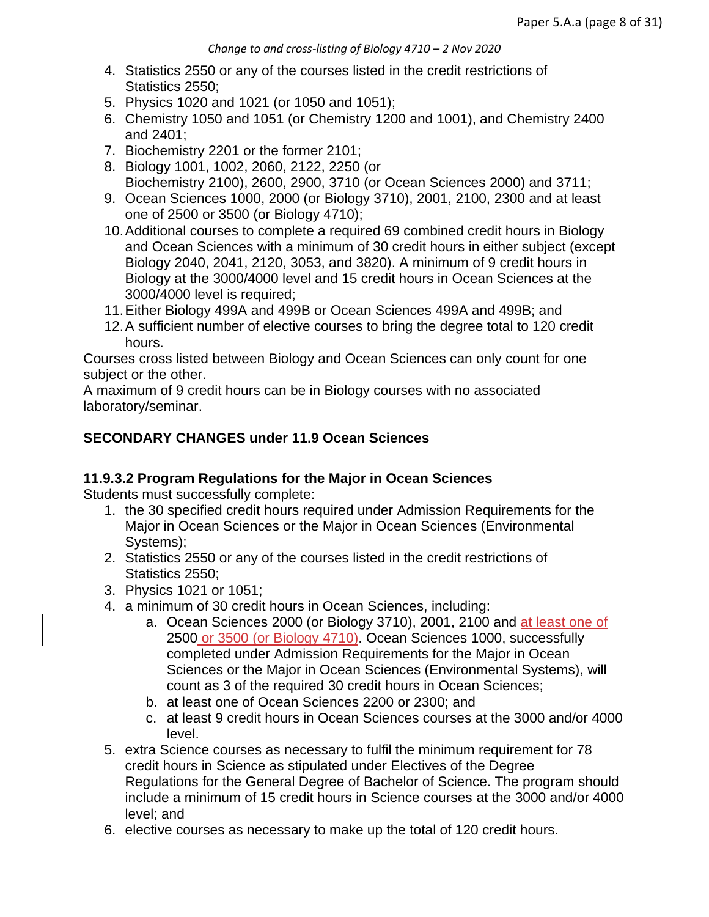4. Statistics 2550 or any of the courses listed in the credit restrictions of Statistics 2550;
5. Physics 1020 and 1021 (or 1050 and 1051);
6. Chemistry 1050 and 1051 (or Chemistry 1200 and 1001), and Chemistry 2400 and 2401;
7. Biochemistry 2201 or the former 2101;
8. Biology 1001, 1002, 2060, 2122, 2250 (or Biochemistry 2100), 2600, 2900, 3710 (or Ocean Sciences 2000) and 3711;
9. Ocean Sciences 1000, 2000 (or Biology 3710), 2001, 2100, 2300 and at least one of 2500 or 3500 (or Biology 4710);
10. Additional courses to complete a required 69 combined credit hours in Biology and Ocean Sciences with a minimum of 30 credit hours in either subject (except Biology 2040, 2041, 2120, 3053, and 3820). A minimum of 9 credit hours in Biology at the 3000/4000 level and 15 credit hours in Ocean Sciences at the 3000/4000 level is required;
11. Either Biology 499A and 499B or Ocean Sciences 499A and 499B; and
12. A sufficient number of elective courses to bring the degree total to 120 credit hours.

Courses cross listed between Biology and Ocean Sciences can only count for one subject or the other.

A maximum of 9 credit hours can be in Biology courses with no associated laboratory/seminar.

**SECONDARY CHANGES under 11.9 Ocean Sciences**

**11.9.3.2 Program Regulations for the Major in Ocean Sciences**

Students must successfully complete:

1. the 30 specified credit hours required under Admission Requirements for the Major in Ocean Sciences or the Major in Ocean Sciences (Environmental Systems);
2. Statistics 2550 or any of the courses listed in the credit restrictions of Statistics 2550;
3. Physics 1021 or 1051;
4. a minimum of 30 credit hours in Ocean Sciences, including:
   a. Ocean Sciences 2000 (or Biology 3710), 2001, 2100 and at least one of 2500 or 3500 (or Biology 4710). Ocean Sciences 1000, successfully completed under Admission Requirements for the Major in Ocean Sciences or the Major in Ocean Sciences (Environmental Systems), will count as 3 of the required 30 credit hours in Ocean Sciences;
   b. at least one of Ocean Sciences 2200 or 2300; and
   c. at least 9 credit hours in Ocean Sciences courses at the 3000 and/or 4000 level.
5. extra Science courses as necessary to fulfil the minimum requirement for 78 credit hours in Science as stipulated under Electives of the Degree Regulations for the General Degree of Bachelor of Science. The program should include a minimum of 15 credit hours in Science courses at the 3000 and/or 4000 level; and
6. elective courses as necessary to make up the total of 120 credit hours.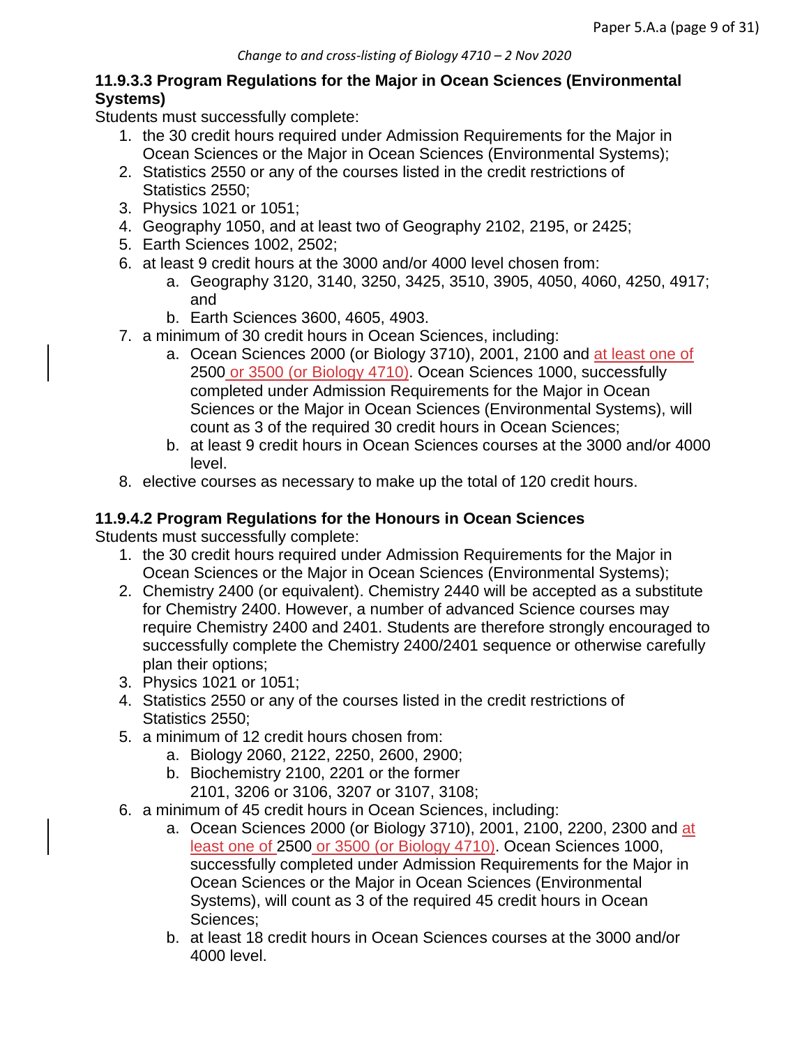*Change to and cross-listing of Biology 4710 – 2 Nov 2020*

### 11.9.3.3 Program Regulations for the Major in Ocean Sciences (Environmental Systems)

Students must successfully complete:

1. the 30 credit hours required under Admission Requirements for the Major in Ocean Sciences or the Major in Ocean Sciences (Environmental Systems);
2. Statistics 2550 or any of the courses listed in the credit restrictions of Statistics 2550;
3. Physics 1021 or 1051;
4. Geography 1050, and at least two of Geography 2102, 2195, or 2425;
5. Earth Sciences 1002, 2502;
6. at least 9 credit hours at the 3000 and/or 4000 level chosen from:
   a. Geography 3120, 3140, 3250, 3425, 3510, 3905, 4050, 4060, 4250, 4917; and
   b. Earth Sciences 3600, 4605, 4903.
7. a minimum of 30 credit hours in Ocean Sciences, including:
   a. Ocean Sciences 2000 (or Biology 3710), 2001, 2100 and at least one of 2500 or 3500 (or Biology 4710). Ocean Sciences 1000, successfully completed under Admission Requirements for the Major in Ocean Sciences or the Major in Ocean Sciences (Environmental Systems), will count as 3 of the required 30 credit hours in Ocean Sciences;
   b. at least 9 credit hours in Ocean Sciences courses at the 3000 and/or 4000 level.
8. elective courses as necessary to make up the total of 120 credit hours.

### 11.9.4.2 Program Regulations for the Honours in Ocean Sciences

Students must successfully complete:

1. the 30 credit hours required under Admission Requirements for the Major in Ocean Sciences or the Major in Ocean Sciences (Environmental Systems);
2. Chemistry 2400 (or equivalent). Chemistry 2440 will be accepted as a substitute for Chemistry 2400. However, a number of advanced Science courses may require Chemistry 2400 and 2401. Students are therefore strongly encouraged to successfully complete the Chemistry 2400/2401 sequence or otherwise carefully plan their options;
3. Physics 1021 or 1051;
4. Statistics 2550 or any of the courses listed in the credit restrictions of Statistics 2550;
5. a minimum of 12 credit hours chosen from:
   a. Biology 2060, 2122, 2250, 2600, 2900;
   b. Biochemistry 2100, 2201 or the former 2101, 3206 or 3106, 3207 or 3107, 3108;
6. a minimum of 45 credit hours in Ocean Sciences, including:
   a. Ocean Sciences 2000 (or Biology 3710), 2001, 2100, 2200, 2300 and at least one of 2500 or 3500 (or Biology 4710). Ocean Sciences 1000, successfully completed under Admission Requirements for the Major in Ocean Sciences or the Major in Ocean Sciences (Environmental Systems), will count as 3 of the required 45 credit hours in Ocean Sciences;
   b. at least 18 credit hours in Ocean Sciences courses at the 3000 and/or 4000 level.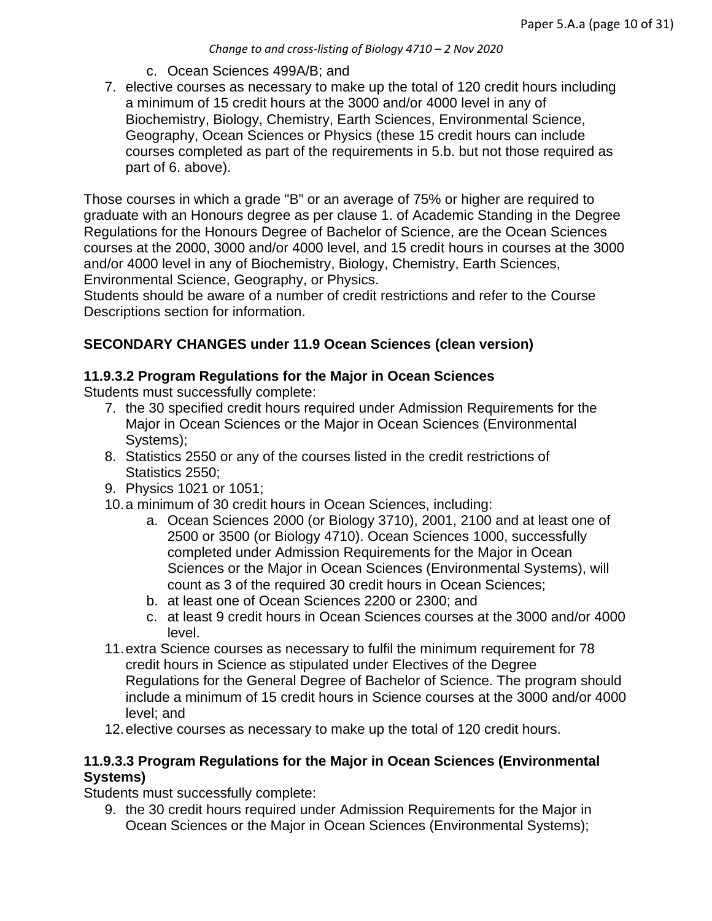c. Ocean Sciences 499A/B; and

7. elective courses as necessary to make up the total of 120 credit hours including a minimum of 15 credit hours at the 3000 and/or 4000 level in any of Biochemistry, Biology, Chemistry, Earth Sciences, Environmental Science, Geography, Ocean Sciences or Physics (these 15 credit hours can include courses completed as part of the requirements in 5.b. but not those required as part of 6. above).

Those courses in which a grade "B" or an average of 75% or higher are required to graduate with an Honours degree as per clause 1. of Academic Standing in the Degree Regulations for the Honours Degree of Bachelor of Science, are the Ocean Sciences courses at the 2000, 3000 and/or 4000 level, and 15 credit hours in courses at the 3000 and/or 4000 level in any of Biochemistry, Biology, Chemistry, Earth Sciences, Environmental Science, Geography, or Physics.
Students should be aware of a number of credit restrictions and refer to the Course Descriptions section for information.

**SECONDARY CHANGES under 11.9 Ocean Sciences (clean version)**

**11.9.3.2 Program Regulations for the Major in Ocean Sciences**

Students must successfully complete:

7. the 30 specified credit hours required under Admission Requirements for the Major in Ocean Sciences or the Major in Ocean Sciences (Environmental Systems);
8. Statistics 2550 or any of the courses listed in the credit restrictions of Statistics 2550;
9. Physics 1021 or 1051;
10. a minimum of 30 credit hours in Ocean Sciences, including:
    a. Ocean Sciences 2000 (or Biology 3710), 2001, 2100 and at least one of 2500 or 3500 (or Biology 4710). Ocean Sciences 1000, successfully completed under Admission Requirements for the Major in Ocean Sciences or the Major in Ocean Sciences (Environmental Systems), will count as 3 of the required 30 credit hours in Ocean Sciences;
    b. at least one of Ocean Sciences 2200 or 2300; and
    c. at least 9 credit hours in Ocean Sciences courses at the 3000 and/or 4000 level.
11. extra Science courses as necessary to fulfil the minimum requirement for 78 credit hours in Science as stipulated under Electives of the Degree Regulations for the General Degree of Bachelor of Science. The program should include a minimum of 15 credit hours in Science courses at the 3000 and/or 4000 level; and
12. elective courses as necessary to make up the total of 120 credit hours.

**11.9.3.3 Program Regulations for the Major in Ocean Sciences (Environmental Systems)**

Students must successfully complete:

9. the 30 credit hours required under Admission Requirements for the Major in Ocean Sciences or the Major in Ocean Sciences (Environmental Systems);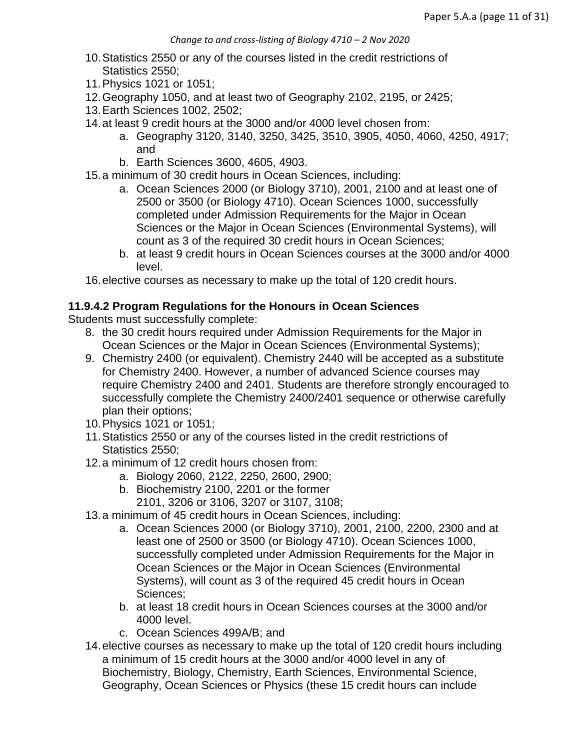10. Statistics 2550 or any of the courses listed in the credit restrictions of Statistics 2550;
11. Physics 1021 or 1051;
12. Geography 1050, and at least two of Geography 2102, 2195, or 2425;
13. Earth Sciences 1002, 2502;
14. at least 9 credit hours at the 3000 and/or 4000 level chosen from:
    a. Geography 3120, 3140, 3250, 3425, 3510, 3905, 4050, 4060, 4250, 4917; and
    b. Earth Sciences 3600, 4605, 4903.
15. a minimum of 30 credit hours in Ocean Sciences, including:
    a. Ocean Sciences 2000 (or Biology 3710), 2001, 2100 and at least one of 2500 or 3500 (or Biology 4710). Ocean Sciences 1000, successfully completed under Admission Requirements for the Major in Ocean Sciences or the Major in Ocean Sciences (Environmental Systems), will count as 3 of the required 30 credit hours in Ocean Sciences;
    b. at least 9 credit hours in Ocean Sciences courses at the 3000 and/or 4000 level.
16. elective courses as necessary to make up the total of 120 credit hours.

**11.9.4.2 Program Regulations for the Honours in Ocean Sciences**

Students must successfully complete:

8. the 30 credit hours required under Admission Requirements for the Major in Ocean Sciences or the Major in Ocean Sciences (Environmental Systems);
9. Chemistry 2400 (or equivalent). Chemistry 2440 will be accepted as a substitute for Chemistry 2400. However, a number of advanced Science courses may require Chemistry 2400 and 2401. Students are therefore strongly encouraged to successfully complete the Chemistry 2400/2401 sequence or otherwise carefully plan their options;
10. Physics 1021 or 1051;
11. Statistics 2550 or any of the courses listed in the credit restrictions of Statistics 2550;
12. a minimum of 12 credit hours chosen from:
    a. Biology 2060, 2122, 2250, 2600, 2900;
    b. Biochemistry 2100, 2201 or the former 2101, 3206 or 3106, 3207 or 3107, 3108;
13. a minimum of 45 credit hours in Ocean Sciences, including:
    a. Ocean Sciences 2000 (or Biology 3710), 2001, 2100, 2200, 2300 and at least one of 2500 or 3500 (or Biology 4710). Ocean Sciences 1000, successfully completed under Admission Requirements for the Major in Ocean Sciences or the Major in Ocean Sciences (Environmental Systems), will count as 3 of the required 45 credit hours in Ocean Sciences;
    b. at least 18 credit hours in Ocean Sciences courses at the 3000 and/or 4000 level.
    c. Ocean Sciences 499A/B; and
14. elective courses as necessary to make up the total of 120 credit hours including a minimum of 15 credit hours at the 3000 and/or 4000 level in any of Biochemistry, Biology, Chemistry, Earth Sciences, Environmental Science, Geography, Ocean Sciences or Physics (these 15 credit hours can include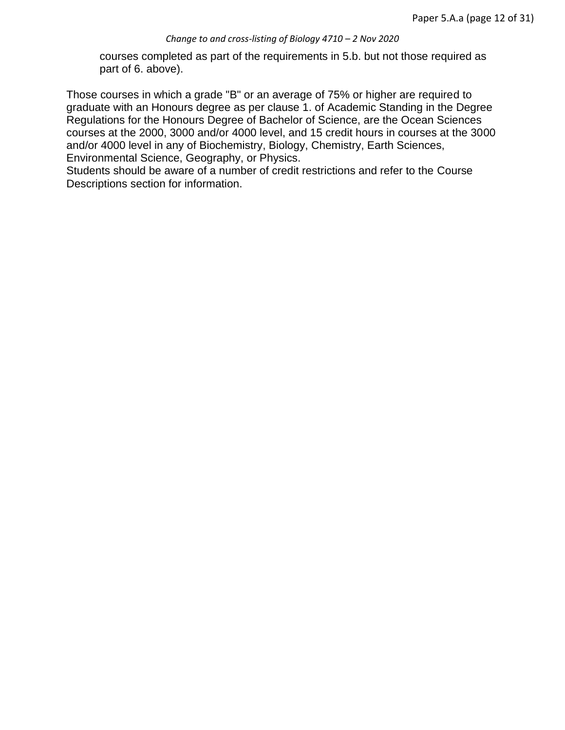courses completed as part of the requirements in 5.b. but not those required as part of 6. above).

Those courses in which a grade "B" or an average of 75% or higher are required to graduate with an Honours degree as per clause 1. of Academic Standing in the Degree Regulations for the Honours Degree of Bachelor of Science, are the Ocean Sciences courses at the 2000, 3000 and/or 4000 level, and 15 credit hours in courses at the 3000 and/or 4000 level in any of Biochemistry, Biology, Chemistry, Earth Sciences, Environmental Science, Geography, or Physics.
Students should be aware of a number of credit restrictions and refer to the Course Descriptions section for information.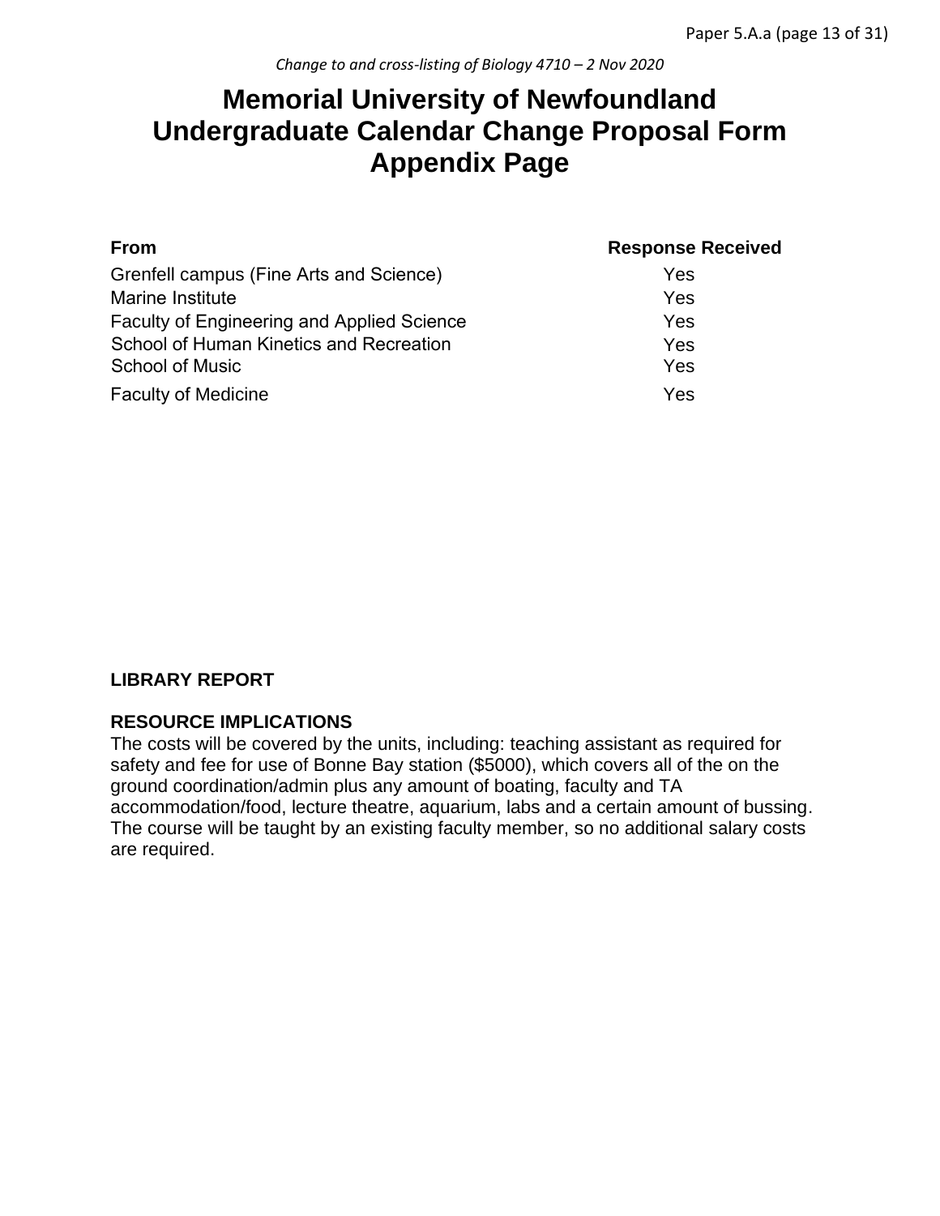# Memorial University of Newfoundland Undergraduate Calendar Change Proposal Form Appendix Page

| From | Response Received |
| --- | --- |
| Grenfell campus (Fine Arts and Science) | Yes |
| Marine Institute | Yes |
| Faculty of Engineering and Applied Science | Yes |
| School of Human Kinetics and Recreation | Yes |
| School of Music | Yes |
| Faculty of Medicine | Yes |

**LIBRARY REPORT**

**RESOURCE IMPLICATIONS**

The costs will be covered by the units, including: teaching assistant as required for safety and fee for use of Bonne Bay station ($5000), which covers all of the on the ground coordination/admin plus any amount of boating, faculty and TA accommodation/food, lecture theatre, aquarium, labs and a certain amount of bussing. The course will be taught by an existing faculty member, so no additional salary costs are required.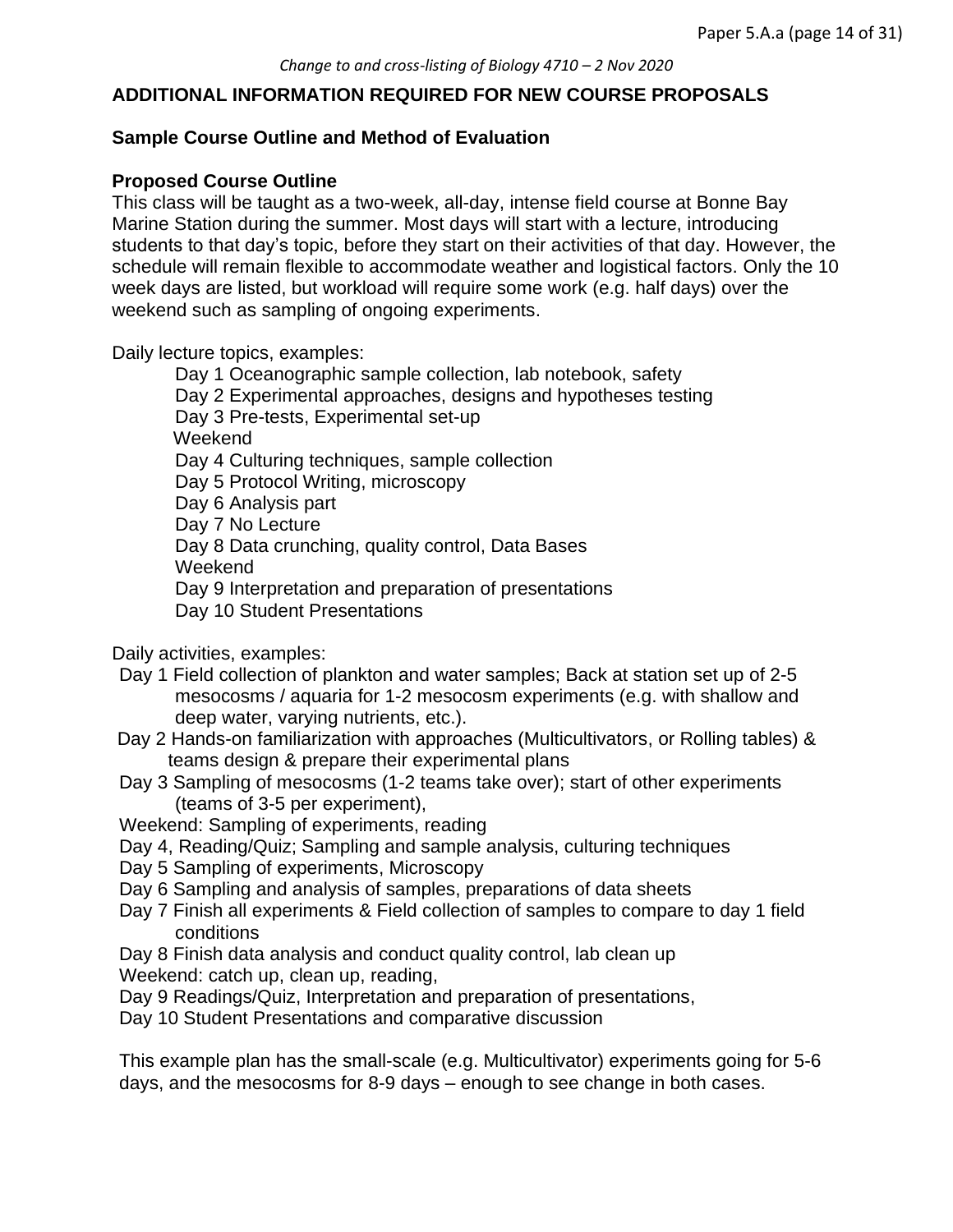## ADDITIONAL INFORMATION REQUIRED FOR NEW COURSE PROPOSALS

### Sample Course Outline and Method of Evaluation

### Proposed Course Outline

This class will be taught as a two-week, all-day, intense field course at Bonne Bay Marine Station during the summer. Most days will start with a lecture, introducing students to that day's topic, before they start on their activities of that day. However, the schedule will remain flexible to accommodate weather and logistical factors. Only the 10 week days are listed, but workload will require some work (e.g. half days) over the weekend such as sampling of ongoing experiments.

Daily lecture topics, examples:

- Day 1 Oceanographic sample collection, lab notebook, safety
- Day 2 Experimental approaches, designs and hypotheses testing
- Day 3 Pre-tests, Experimental set-up
- Weekend
- Day 4 Culturing techniques, sample collection
- Day 5 Protocol Writing, microscopy
- Day 6 Analysis part
- Day 7 No Lecture
- Day 8 Data crunching, quality control, Data Bases
- Weekend
- Day 9 Interpretation and preparation of presentations
- Day 10 Student Presentations

Daily activities, examples:

- Day 1 Field collection of plankton and water samples; Back at station set up of 2-5 mesocosms / aquaria for 1-2 mesocosm experiments (e.g. with shallow and deep water, varying nutrients, etc.).
- Day 2 Hands-on familiarization with approaches (Multicultivators, or Rolling tables) & teams design & prepare their experimental plans
- Day 3 Sampling of mesocosms (1-2 teams take over); start of other experiments (teams of 3-5 per experiment),
- Weekend: Sampling of experiments, reading
- Day 4, Reading/Quiz; Sampling and sample analysis, culturing techniques
- Day 5 Sampling of experiments, Microscopy
- Day 6 Sampling and analysis of samples, preparations of data sheets
- Day 7 Finish all experiments & Field collection of samples to compare to day 1 field conditions
- Day 8 Finish data analysis and conduct quality control, lab clean up
- Weekend: catch up, clean up, reading,
- Day 9 Readings/Quiz, Interpretation and preparation of presentations,
- Day 10 Student Presentations and comparative discussion

This example plan has the small-scale (e.g. Multicultivator) experiments going for 5-6 days, and the mesocosms for 8-9 days – enough to see change in both cases.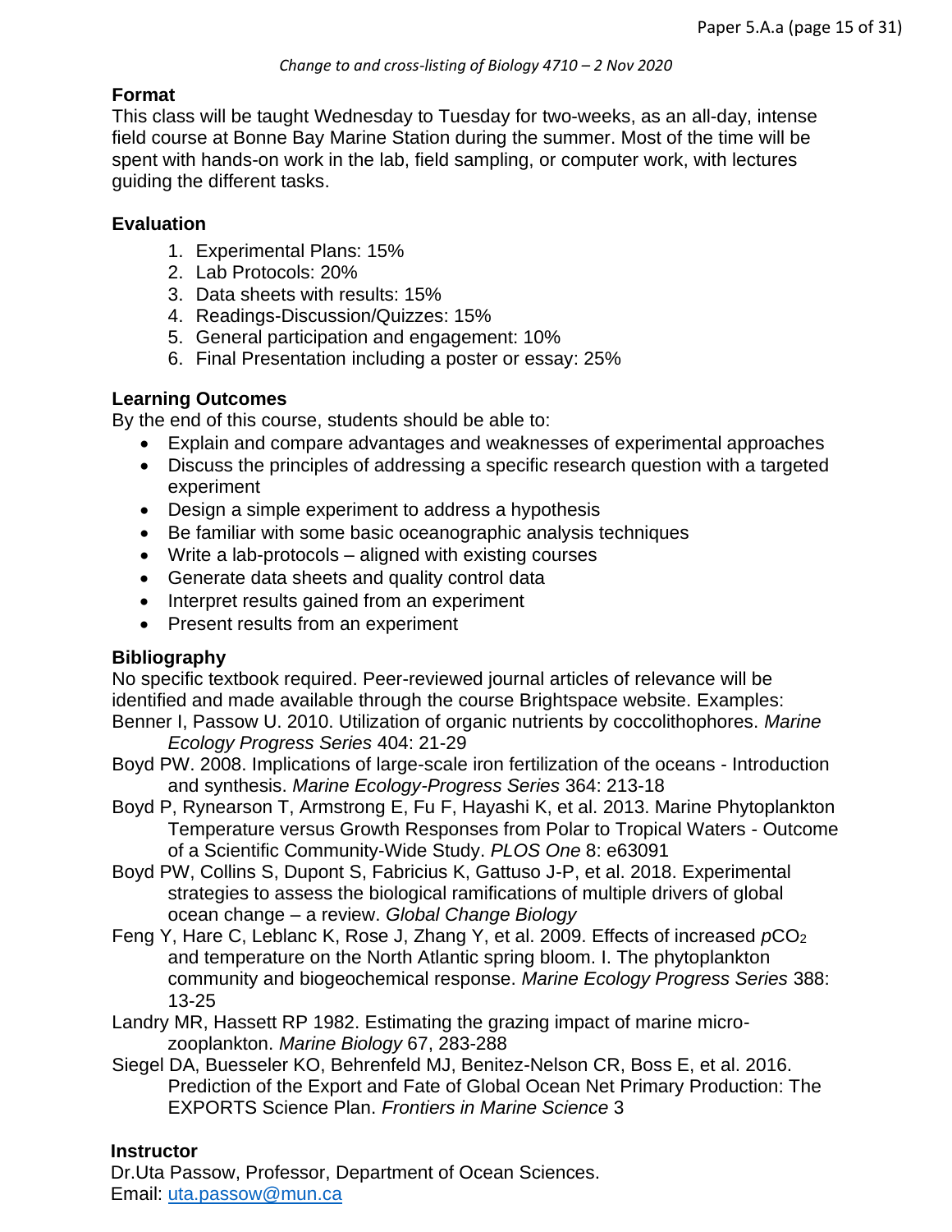*Change to and cross-listing of Biology 4710 – 2 Nov 2020*

**Format**

This class will be taught Wednesday to Tuesday for two-weeks, as an all-day, intense field course at Bonne Bay Marine Station during the summer. Most of the time will be spent with hands-on work in the lab, field sampling, or computer work, with lectures guiding the different tasks.

**Evaluation**

1. Experimental Plans: 15%
2. Lab Protocols: 20%
3. Data sheets with results: 15%
4. Readings-Discussion/Quizzes: 15%
5. General participation and engagement: 10%
6. Final Presentation including a poster or essay: 25%

**Learning Outcomes**

By the end of this course, students should be able to:

- Explain and compare advantages and weaknesses of experimental approaches
- Discuss the principles of addressing a specific research question with a targeted experiment
- Design a simple experiment to address a hypothesis
- Be familiar with some basic oceanographic analysis techniques
- Write a lab-protocols – aligned with existing courses
- Generate data sheets and quality control data
- Interpret results gained from an experiment
- Present results from an experiment

**Bibliography**

No specific textbook required. Peer-reviewed journal articles of relevance will be identified and made available through the course Brightspace website. Examples:

Benner I, Passow U. 2010. Utilization of organic nutrients by coccolithophores. *Marine Ecology Progress Series* 404: 21-29

Boyd PW. 2008. Implications of large-scale iron fertilization of the oceans - Introduction and synthesis. *Marine Ecology-Progress Series* 364: 213-18

Boyd P, Rynearson T, Armstrong E, Fu F, Hayashi K, et al. 2013. Marine Phytoplankton Temperature versus Growth Responses from Polar to Tropical Waters - Outcome of a Scientific Community-Wide Study. *PLOS One* 8: e63091

Boyd PW, Collins S, Dupont S, Fabricius K, Gattuso J-P, et al. 2018. Experimental strategies to assess the biological ramifications of multiple drivers of global ocean change – a review. *Global Change Biology*

Feng Y, Hare C, Leblanc K, Rose J, Zhang Y, et al. 2009. Effects of increased $pCO_2$ and temperature on the North Atlantic spring bloom. I. The phytoplankton community and biogeochemical response. *Marine Ecology Progress Series* 388: 13-25

Landry MR, Hassett RP 1982. Estimating the grazing impact of marine micro-zooplankton. *Marine Biology* 67, 283-288

Siegel DA, Buesseler KO, Behrenfeld MJ, Benitez-Nelson CR, Boss E, et al. 2016. Prediction of the Export and Fate of Global Ocean Net Primary Production: The EXPORTS Science Plan. *Frontiers in Marine Science* 3

**Instructor**

Dr.Uta Passow, Professor, Department of Ocean Sciences.
Email: uta.passow@mun.ca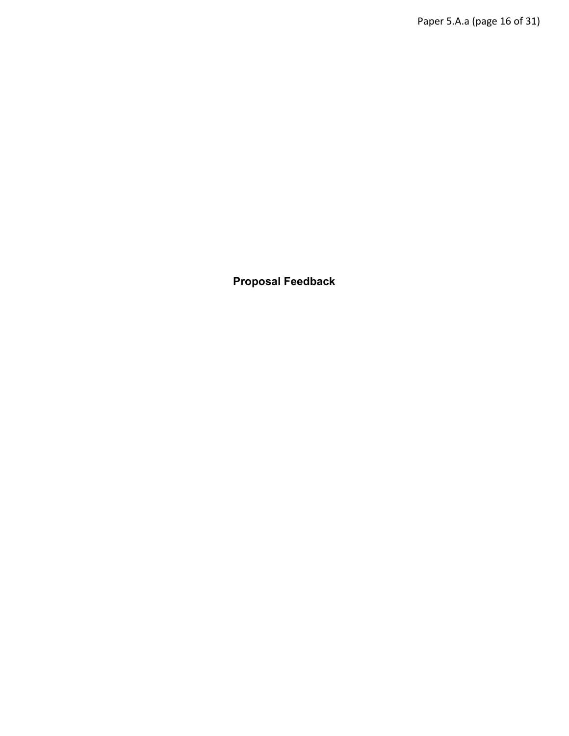# Proposal Feedback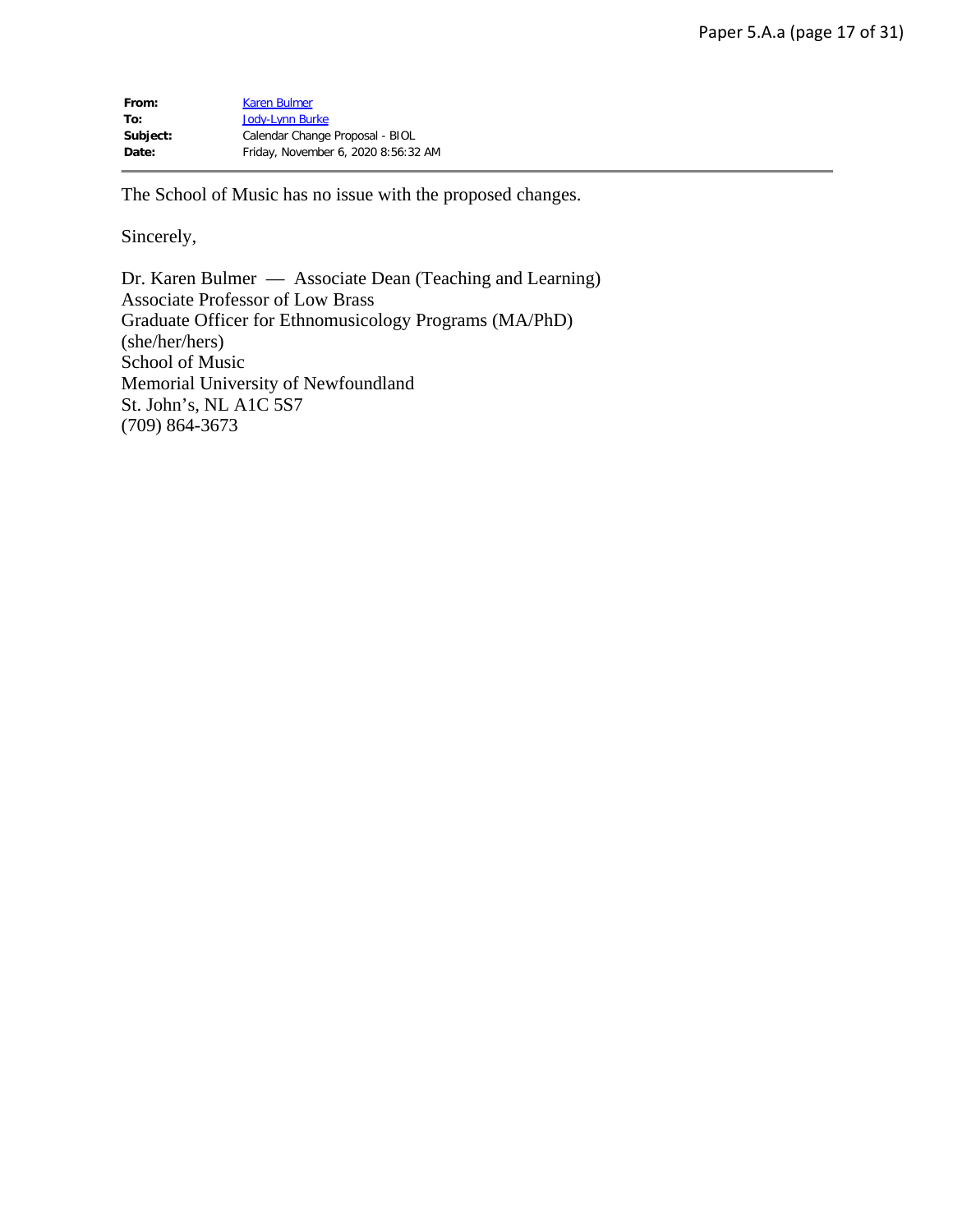**From:** Karen Bulmer
**To:** Jody-Lynn Burke
**Subject:** Calendar Change Proposal - BIOL
**Date:** Friday, November 6, 2020 8:56:32 AM

---

The School of Music has no issue with the proposed changes.

Sincerely,

Dr. Karen Bulmer — Associate Dean (Teaching and Learning)
Associate Professor of Low Brass
Graduate Officer for Ethnomusicology Programs (MA/PhD)
(she/her/hers)
School of Music
Memorial University of Newfoundland
St. John's, NL A1C 5S7
(709) 864-3673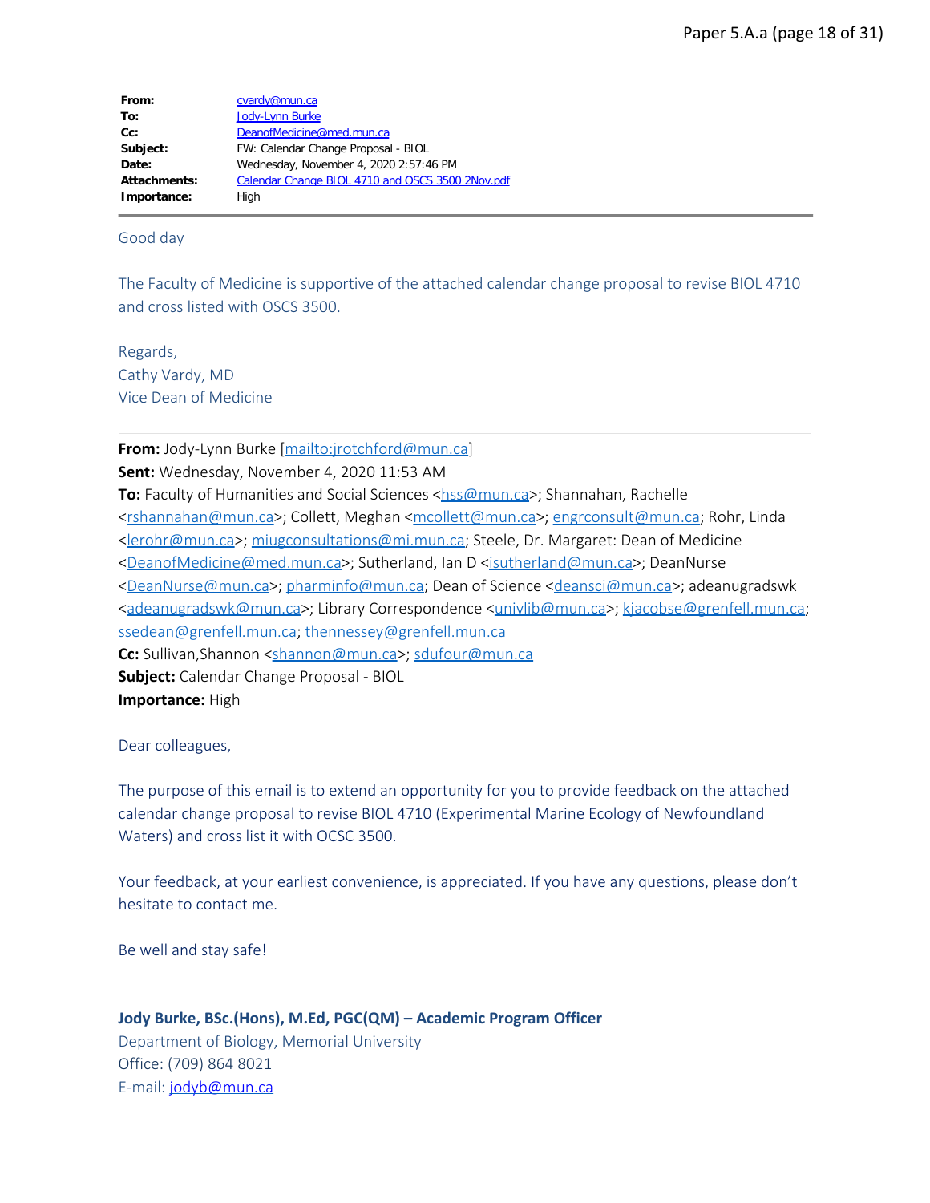| | |
|---|---|
| **From:** | cvardy@mun.ca |
| **To:** | Jody-Lynn Burke |
| **Cc:** | DeanofMedicine@med.mun.ca |
| **Subject:** | FW: Calendar Change Proposal - BIOL |
| **Date:** | Wednesday, November 4, 2020 2:57:46 PM |
| **Attachments:** | Calendar Change BIOL 4710 and OSCS 3500 2Nov.pdf |
| **Importance:** | High |

Good day

The Faculty of Medicine is supportive of the attached calendar change proposal to revise BIOL 4710 and cross listed with OSCS 3500.

Regards,
Cathy Vardy, MD
Vice Dean of Medicine

---

**From:** Jody-Lynn Burke [mailto:jrotchford@mun.ca]
**Sent:** Wednesday, November 4, 2020 11:53 AM
**To:** Faculty of Humanities and Social Sciences <hss@mun.ca>; Shannahan, Rachelle <rshannahan@mun.ca>; Collett, Meghan <mcollett@mun.ca>; engrconsult@mun.ca; Rohr, Linda <lerohr@mun.ca>; miugconsultations@mi.mun.ca; Steele, Dr. Margaret: Dean of Medicine <DeanofMedicine@med.mun.ca>; Sutherland, Ian D <isutherland@mun.ca>; DeanNurse <DeanNurse@mun.ca>; pharminfo@mun.ca; Dean of Science <deansci@mun.ca>; adeanugradswk <adeanugradswk@mun.ca>; Library Correspondence <univlib@mun.ca>; kjacobse@grenfell.mun.ca; ssedean@grenfell.mun.ca; thennessey@grenfell.mun.ca
**Cc:** Sullivan,Shannon <shannon@mun.ca>; sdufour@mun.ca
**Subject:** Calendar Change Proposal - BIOL
**Importance:** High

Dear colleagues,

The purpose of this email is to extend an opportunity for you to provide feedback on the attached calendar change proposal to revise BIOL 4710 (Experimental Marine Ecology of Newfoundland Waters) and cross list it with OCSC 3500.

Your feedback, at your earliest convenience, is appreciated. If you have any questions, please don't hesitate to contact me.

Be well and stay safe!

**Jody Burke, BSc.(Hons), M.Ed, PGC(QM) – Academic Program Officer**
Department of Biology, Memorial University
Office: (709) 864 8021
E-mail: jodyb@mun.ca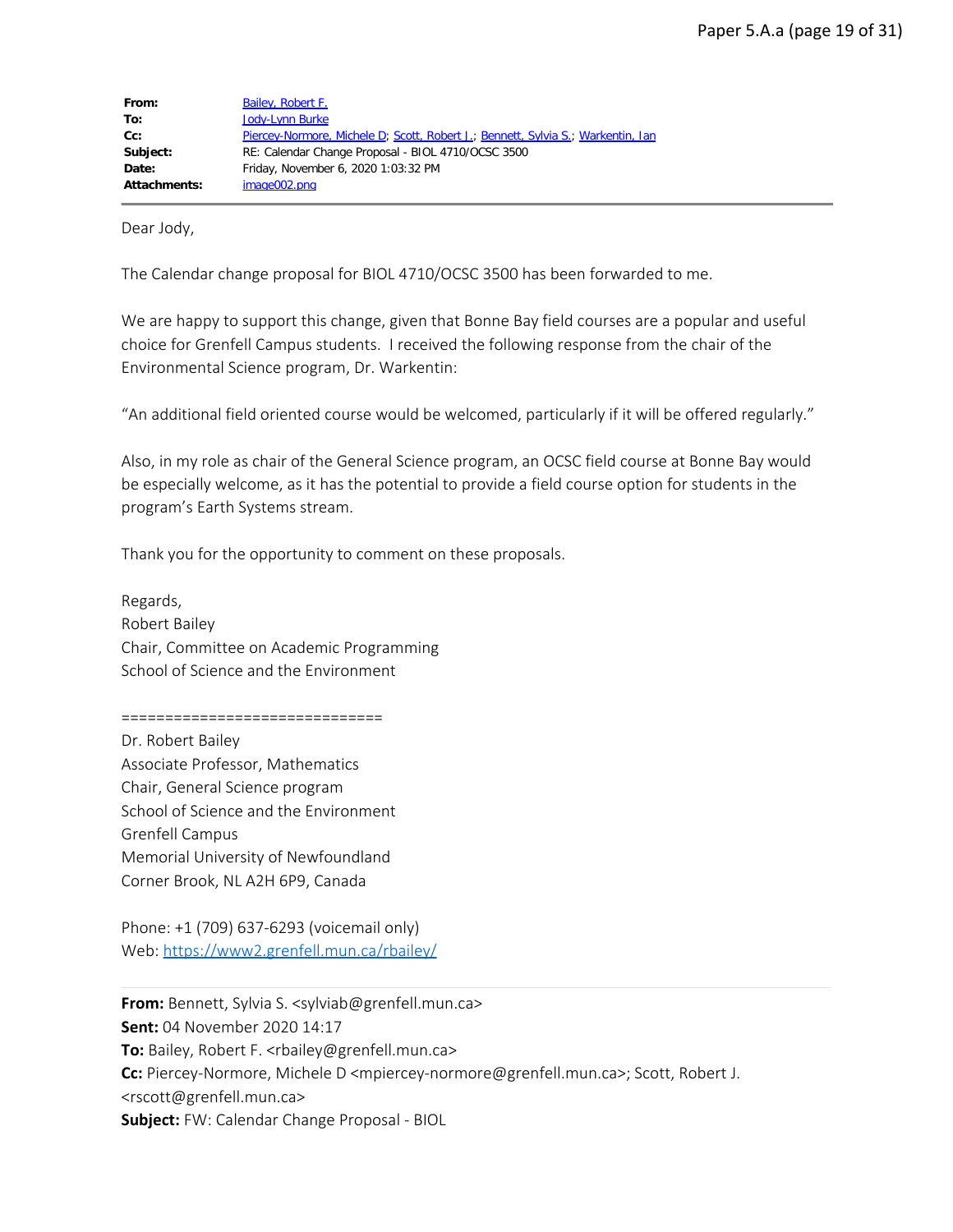| | |
|---|---|
| **From:** | Bailey, Robert F. |
| **To:** | Jody-Lynn Burke |
| **Cc:** | Piercey-Normore, Michele D; Scott, Robert J.; Bennett, Sylvia S.; Warkentin, Ian |
| **Subject:** | RE: Calendar Change Proposal - BIOL 4710/OCSC 3500 |
| **Date:** | Friday, November 6, 2020 1:03:32 PM |
| **Attachments:** | image002.png |

Dear Jody,

The Calendar change proposal for BIOL 4710/OCSC 3500 has been forwarded to me.

We are happy to support this change, given that Bonne Bay field courses are a popular and useful choice for Grenfell Campus students. I received the following response from the chair of the Environmental Science program, Dr. Warkentin:

"An additional field oriented course would be welcomed, particularly if it will be offered regularly."

Also, in my role as chair of the General Science program, an OCSC field course at Bonne Bay would be especially welcome, as it has the potential to provide a field course option for students in the program's Earth Systems stream.

Thank you for the opportunity to comment on these proposals.

Regards,
Robert Bailey
Chair, Committee on Academic Programming
School of Science and the Environment

==============================
Dr. Robert Bailey
Associate Professor, Mathematics
Chair, General Science program
School of Science and the Environment
Grenfell Campus
Memorial University of Newfoundland
Corner Brook, NL A2H 6P9, Canada

Phone: +1 (709) 637-6293 (voicemail only)
Web: https://www2.grenfell.mun.ca/rbailey/

---

**From:** Bennett, Sylvia S. <sylviab@grenfell.mun.ca>
**Sent:** 04 November 2020 14:17
**To:** Bailey, Robert F. <rbailey@grenfell.mun.ca>
**Cc:** Piercey-Normore, Michele D <mpiercey-normore@grenfell.mun.ca>; Scott, Robert J. <rscott@grenfell.mun.ca>
**Subject:** FW: Calendar Change Proposal - BIOL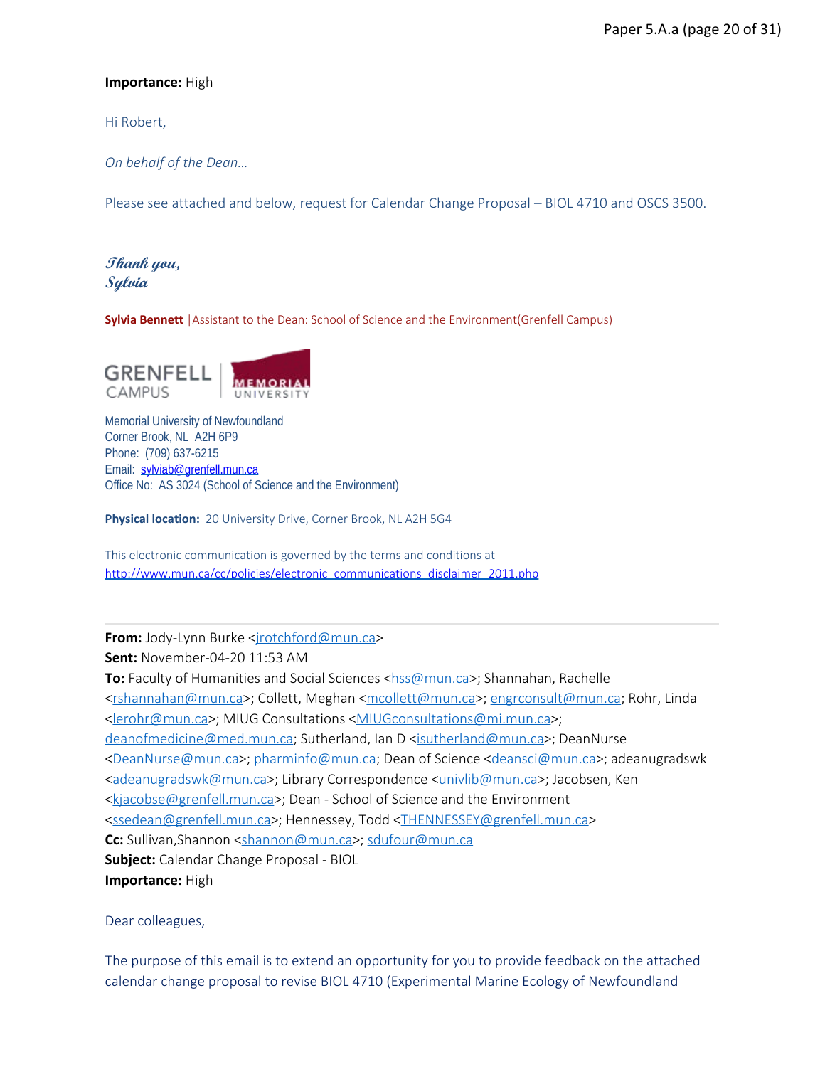**Importance:** High

Hi Robert,

*On behalf of the Dean…*

Please see attached and below, request for Calendar Change Proposal – BIOL 4710 and OSCS 3500.

*Thank you,*
*Sylvia*

**Sylvia Bennett** |Assistant to the Dean: School of Science and the Environment(Grenfell Campus)

GRENFELL CAMPUS | MEMORIAL UNIVERSITY

Memorial University of Newfoundland
Corner Brook, NL A2H 6P9
Phone: (709) 637-6215
Email: sylviab@grenfell.mun.ca
Office No: AS 3024 (School of Science and the Environment)

**Physical location:** 20 University Drive, Corner Brook, NL A2H 5G4

This electronic communication is governed by the terms and conditions at
http://www.mun.ca/cc/policies/electronic_communications_disclaimer_2011.php

---

**From:** Jody-Lynn Burke <jrotchford@mun.ca>
**Sent:** November-04-20 11:53 AM
**To:** Faculty of Humanities and Social Sciences <hss@mun.ca>; Shannahan, Rachelle <rshannahan@mun.ca>; Collett, Meghan <mcollett@mun.ca>; engrconsult@mun.ca; Rohr, Linda <lerohr@mun.ca>; MIUG Consultations <MIUGconsultations@mi.mun.ca>; deanofmedicine@med.mun.ca; Sutherland, Ian D <isutherland@mun.ca>; DeanNurse <DeanNurse@mun.ca>; pharminfo@mun.ca; Dean of Science <deansci@mun.ca>; adeanugradswk <adeanugradswk@mun.ca>; Library Correspondence <univlib@mun.ca>; Jacobsen, Ken <kjacobse@grenfell.mun.ca>; Dean - School of Science and the Environment <ssedean@grenfell.mun.ca>; Hennessey, Todd <THENNESSEY@grenfell.mun.ca>
**Cc:** Sullivan,Shannon <shannon@mun.ca>; sdufour@mun.ca
**Subject:** Calendar Change Proposal - BIOL
**Importance:** High

Dear colleagues,

The purpose of this email is to extend an opportunity for you to provide feedback on the attached calendar change proposal to revise BIOL 4710 (Experimental Marine Ecology of Newfoundland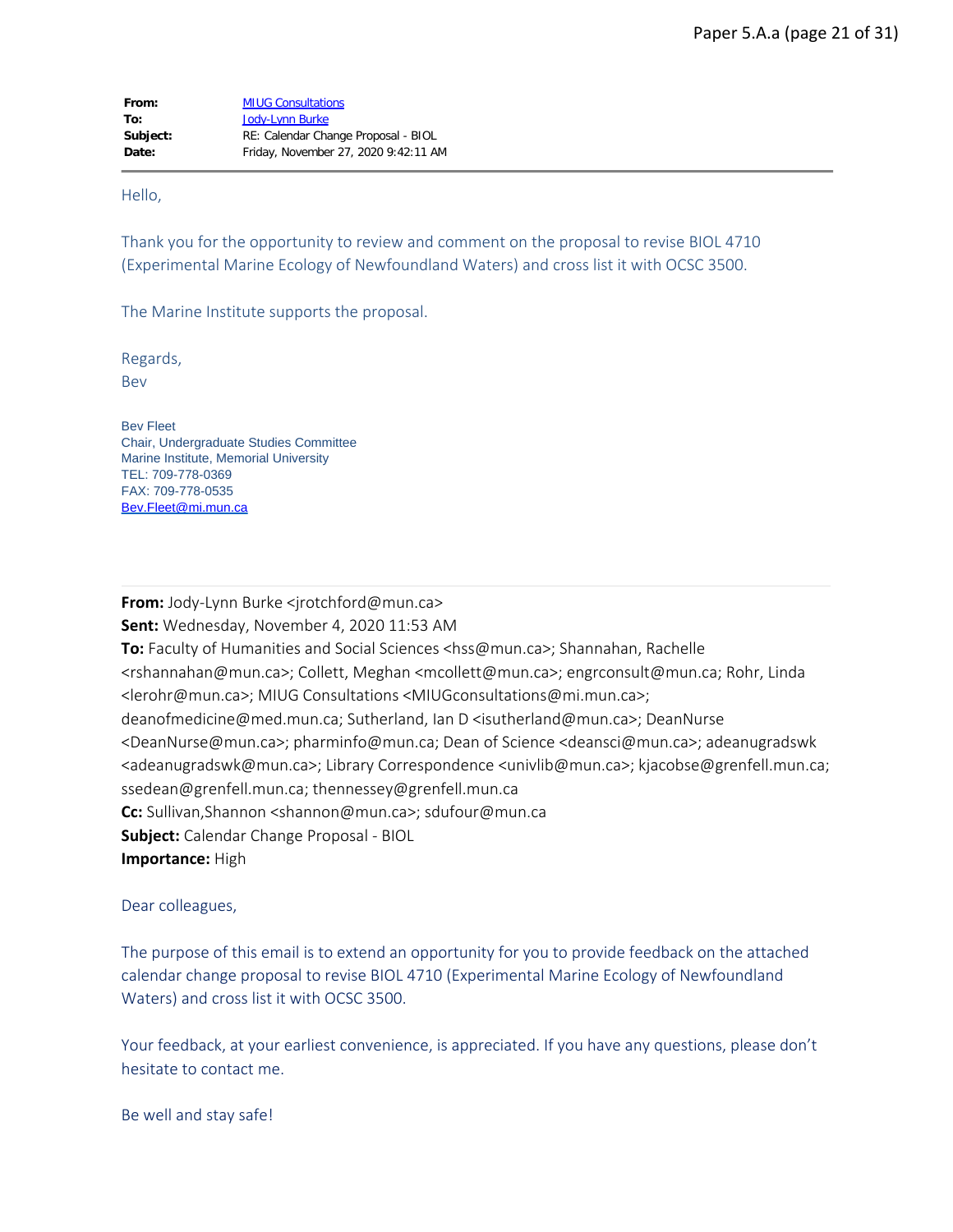|  |  |
|---|---|
| **From:** | MIUG Consultations |
| **To:** | Jody-Lynn Burke |
| **Subject:** | RE: Calendar Change Proposal - BIOL |
| **Date:** | Friday, November 27, 2020 9:42:11 AM |

---

Hello,

Thank you for the opportunity to review and comment on the proposal to revise BIOL 4710 (Experimental Marine Ecology of Newfoundland Waters) and cross list it with OCSC 3500.

The Marine Institute supports the proposal.

Regards,
Bev

Bev Fleet
Chair, Undergraduate Studies Committee
Marine Institute, Memorial University
TEL: 709-778-0369
FAX: 709-778-0535
Bev.Fleet@mi.mun.ca

---

**From:** Jody-Lynn Burke <jrotchford@mun.ca>
**Sent:** Wednesday, November 4, 2020 11:53 AM
**To:** Faculty of Humanities and Social Sciences <hss@mun.ca>; Shannahan, Rachelle <rshannahan@mun.ca>; Collett, Meghan <mcollett@mun.ca>; engrconsult@mun.ca; Rohr, Linda <lerohr@mun.ca>; MIUG Consultations <MIUGconsultations@mi.mun.ca>; deanofmedicine@med.mun.ca; Sutherland, Ian D <isutherland@mun.ca>; DeanNurse <DeanNurse@mun.ca>; pharminfo@mun.ca; Dean of Science <deansci@mun.ca>; adeanugradswk <adeanugradswk@mun.ca>; Library Correspondence <univlib@mun.ca>; kjacobse@grenfell.mun.ca; ssedean@grenfell.mun.ca; thennessey@grenfell.mun.ca
**Cc:** Sullivan,Shannon <shannon@mun.ca>; sdufour@mun.ca
**Subject:** Calendar Change Proposal - BIOL
**Importance:** High

Dear colleagues,

The purpose of this email is to extend an opportunity for you to provide feedback on the attached calendar change proposal to revise BIOL 4710 (Experimental Marine Ecology of Newfoundland Waters) and cross list it with OCSC 3500.

Your feedback, at your earliest convenience, is appreciated. If you have any questions, please don't hesitate to contact me.

Be well and stay safe!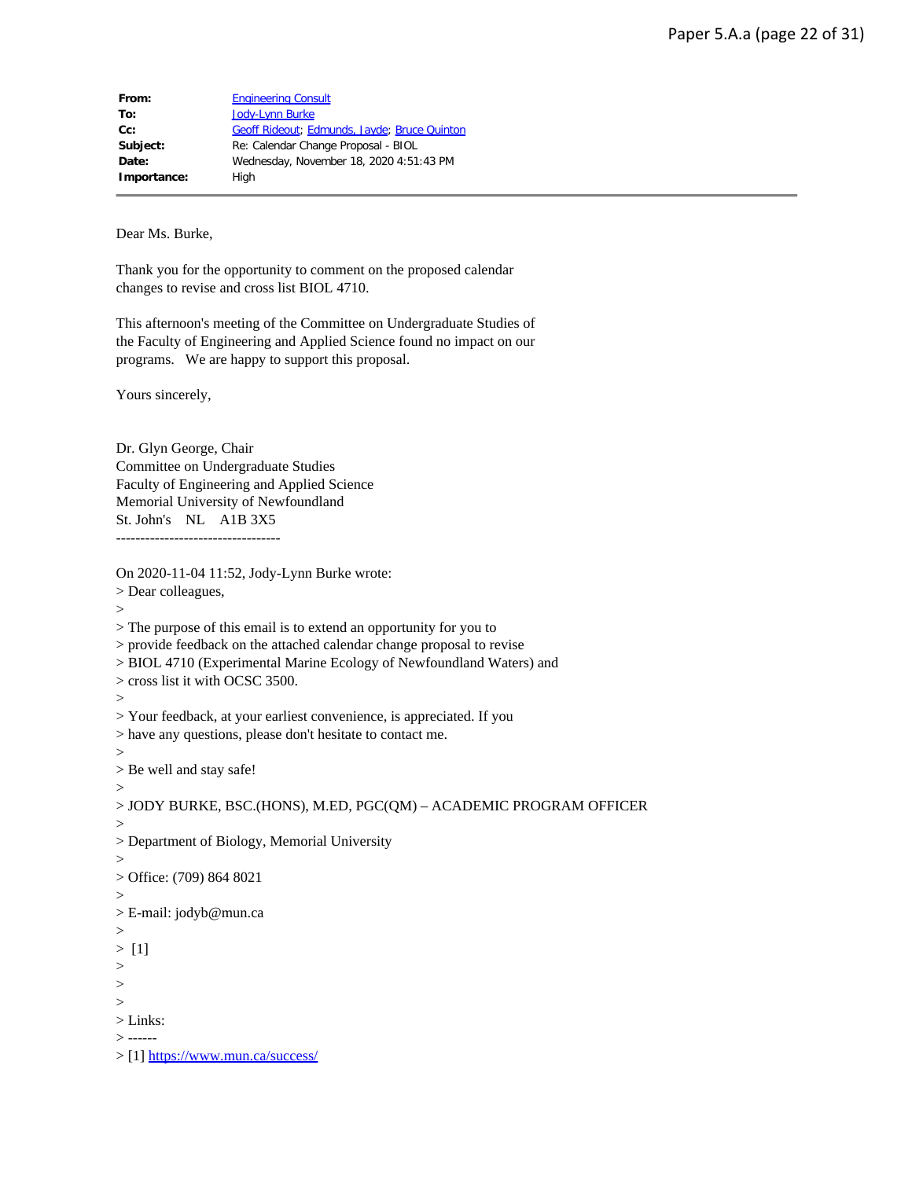**From:** Engineering Consult
**To:** Jody-Lynn Burke
**Cc:** Geoff Rideout; Edmunds, Jayde; Bruce Quinton
**Subject:** Re: Calendar Change Proposal - BIOL
**Date:** Wednesday, November 18, 2020 4:51:43 PM
**Importance:** High

---

Dear Ms. Burke,

Thank you for the opportunity to comment on the proposed calendar changes to revise and cross list BIOL 4710.

This afternoon's meeting of the Committee on Undergraduate Studies of the Faculty of Engineering and Applied Science found no impact on our programs. We are happy to support this proposal.

Yours sincerely,

Dr. Glyn George, Chair
Committee on Undergraduate Studies
Faculty of Engineering and Applied Science
Memorial University of Newfoundland
St. John's NL A1B 3X5

----------------------------------

On 2020-11-04 11:52, Jody-Lynn Burke wrote:
> Dear colleagues,
>
> The purpose of this email is to extend an opportunity for you to
> provide feedback on the attached calendar change proposal to revise
> BIOL 4710 (Experimental Marine Ecology of Newfoundland Waters) and
> cross list it with OCSC 3500.
>
> Your feedback, at your earliest convenience, is appreciated. If you
> have any questions, please don't hesitate to contact me.
>
> Be well and stay safe!
>
> JODY BURKE, BSC.(HONS), M.ED, PGC(QM) – ACADEMIC PROGRAM OFFICER
>
> Department of Biology, Memorial University
>
> Office: (709) 864 8021
>
> E-mail: jodyb@mun.ca
>
> [1]
>
>
>
> Links:
> ------
> [1] https://www.mun.ca/success/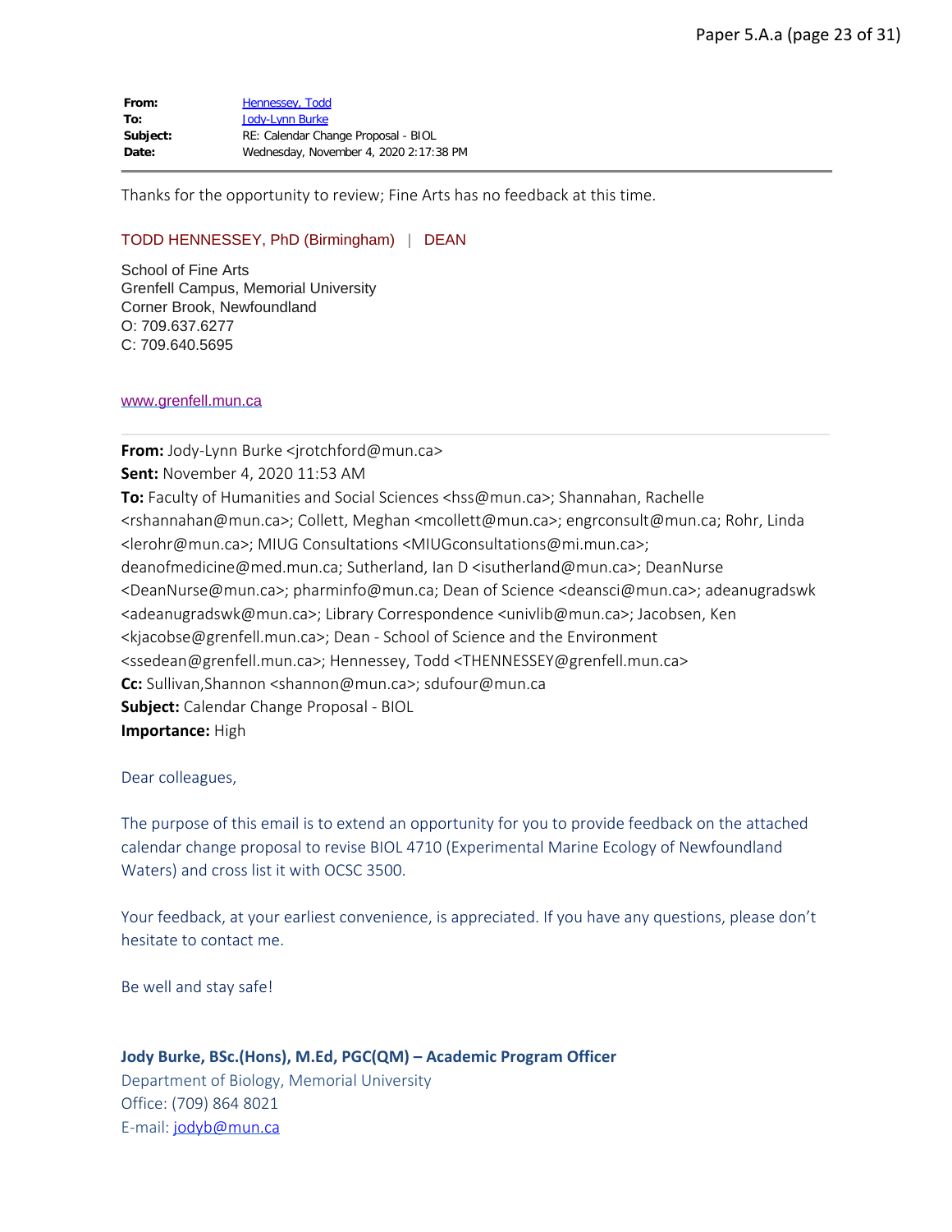**From:** Hennessey, Todd
**To:** Jody-Lynn Burke
**Subject:** RE: Calendar Change Proposal - BIOL
**Date:** Wednesday, November 4, 2020 2:17:38 PM

---

Thanks for the opportunity to review; Fine Arts has no feedback at this time.

TODD HENNESSEY, PhD (Birmingham) | DEAN

School of Fine Arts
Grenfell Campus, Memorial University
Corner Brook, Newfoundland
O: 709.637.6277
C: 709.640.5695

www.grenfell.mun.ca

---

**From:** Jody-Lynn Burke <jrotchford@mun.ca>
**Sent:** November 4, 2020 11:53 AM
**To:** Faculty of Humanities and Social Sciences <hss@mun.ca>; Shannahan, Rachelle <rshannahan@mun.ca>; Collett, Meghan <mcollett@mun.ca>; engrconsult@mun.ca; Rohr, Linda <lerohr@mun.ca>; MIUG Consultations <MIUGconsultations@mi.mun.ca>; deanofmedicine@med.mun.ca; Sutherland, Ian D <isutherland@mun.ca>; DeanNurse <DeanNurse@mun.ca>; pharminfo@mun.ca; Dean of Science <deansci@mun.ca>; adeanugradswk <adeanugradswk@mun.ca>; Library Correspondence <univlib@mun.ca>; Jacobsen, Ken <kjacobse@grenfell.mun.ca>; Dean - School of Science and the Environment <ssedean@grenfell.mun.ca>; Hennessey, Todd <THENNESSEY@grenfell.mun.ca>
**Cc:** Sullivan,Shannon <shannon@mun.ca>; sdufour@mun.ca
**Subject:** Calendar Change Proposal - BIOL
**Importance:** High

Dear colleagues,

The purpose of this email is to extend an opportunity for you to provide feedback on the attached calendar change proposal to revise BIOL 4710 (Experimental Marine Ecology of Newfoundland Waters) and cross list it with OCSC 3500.

Your feedback, at your earliest convenience, is appreciated. If you have any questions, please don't hesitate to contact me.

Be well and stay safe!

**Jody Burke, BSc.(Hons), M.Ed, PGC(QM) – Academic Program Officer**
Department of Biology, Memorial University
Office: (709) 864 8021
E-mail: jodyb@mun.ca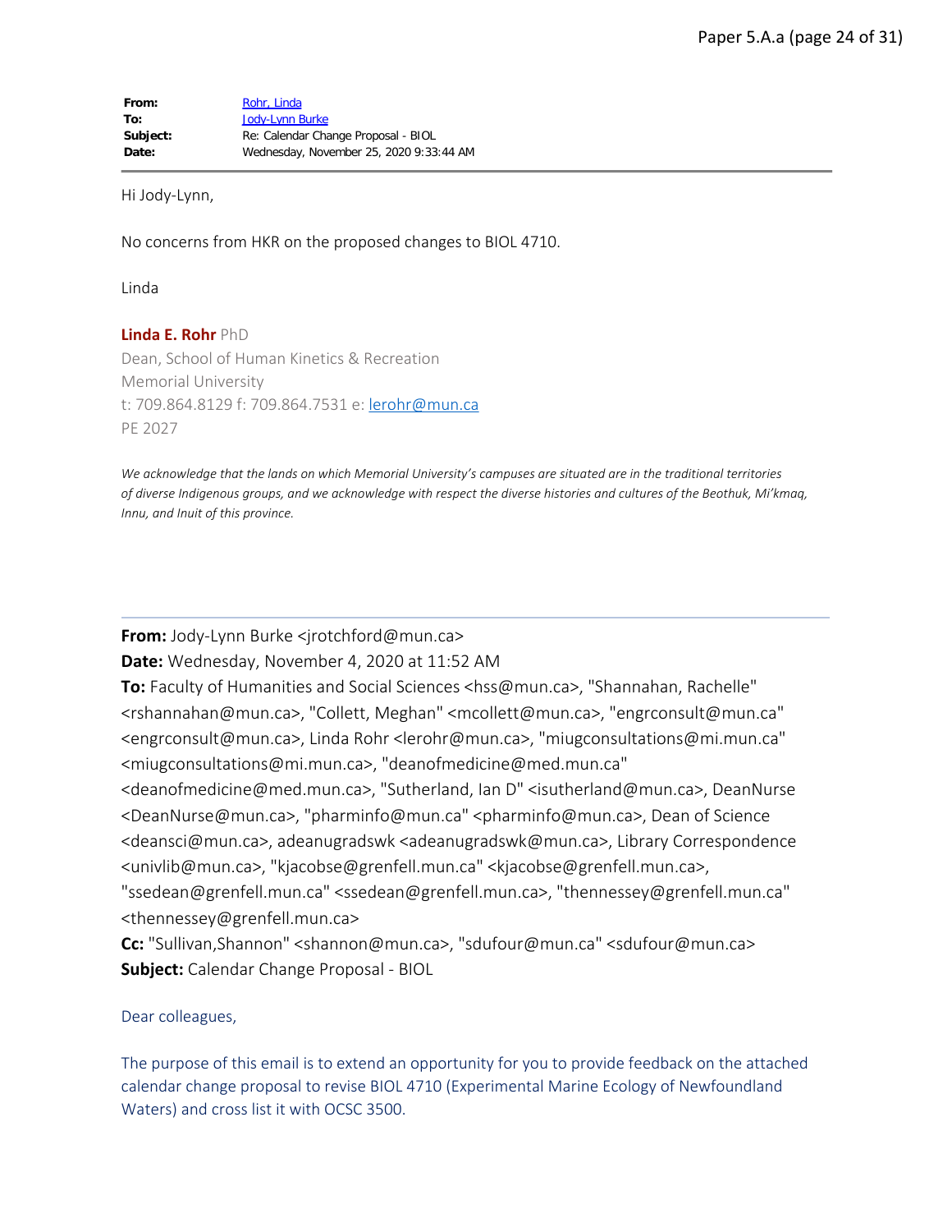| | |
|---|---|
| **From:** | Rohr, Linda |
| **To:** | Jody-Lynn Burke |
| **Subject:** | Re: Calendar Change Proposal - BIOL |
| **Date:** | Wednesday, November 25, 2020 9:33:44 AM |

Hi Jody-Lynn,

No concerns from HKR on the proposed changes to BIOL 4710.

Linda

**Linda E. Rohr** PhD
Dean, School of Human Kinetics & Recreation
Memorial University
t: 709.864.8129 f: 709.864.7531 e: lerohr@mun.ca
PE 2027

*We acknowledge that the lands on which Memorial University's campuses are situated are in the traditional territories of diverse Indigenous groups, and we acknowledge with respect the diverse histories and cultures of the Beothuk, Mi'kmaq, Innu, and Inuit of this province.*

---

**From:** Jody-Lynn Burke <jrotchford@mun.ca>
**Date:** Wednesday, November 4, 2020 at 11:52 AM
**To:** Faculty of Humanities and Social Sciences <hss@mun.ca>, "Shannahan, Rachelle" <rshannahan@mun.ca>, "Collett, Meghan" <mcollett@mun.ca>, "engrconsult@mun.ca" <engrconsult@mun.ca>, Linda Rohr <lerohr@mun.ca>, "miugconsultations@mi.mun.ca" <miugconsultations@mi.mun.ca>, "deanofmedicine@med.mun.ca" <deanofmedicine@med.mun.ca>, "Sutherland, Ian D" <isutherland@mun.ca>, DeanNurse <DeanNurse@mun.ca>, "pharminfo@mun.ca" <pharminfo@mun.ca>, Dean of Science <deansci@mun.ca>, adeanugradswk <adeanugradswk@mun.ca>, Library Correspondence <univlib@mun.ca>, "kjacobse@grenfell.mun.ca" <kjacobse@grenfell.mun.ca>, "ssedean@grenfell.mun.ca" <ssedean@grenfell.mun.ca>, "thennessey@grenfell.mun.ca" <thennessey@grenfell.mun.ca>
**Cc:** "Sullivan,Shannon" <shannon@mun.ca>, "sdufour@mun.ca" <sdufour@mun.ca>
**Subject:** Calendar Change Proposal - BIOL

Dear colleagues,

The purpose of this email is to extend an opportunity for you to provide feedback on the attached calendar change proposal to revise BIOL 4710 (Experimental Marine Ecology of Newfoundland Waters) and cross list it with OCSC 3500.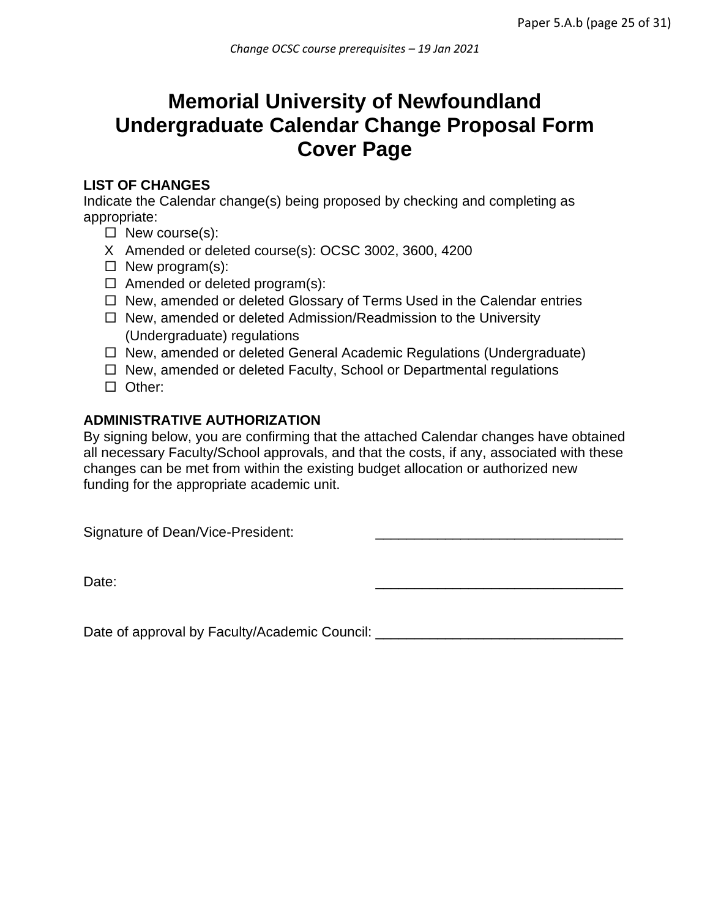# Memorial University of Newfoundland Undergraduate Calendar Change Proposal Form Cover Page

**LIST OF CHANGES**

Indicate the Calendar change(s) being proposed by checking and completing as appropriate:

- ☐ New course(s):
- X Amended or deleted course(s): OCSC 3002, 3600, 4200
- ☐ New program(s):
- ☐ Amended or deleted program(s):
- ☐ New, amended or deleted Glossary of Terms Used in the Calendar entries
- ☐ New, amended or deleted Admission/Readmission to the University (Undergraduate) regulations
- ☐ New, amended or deleted General Academic Regulations (Undergraduate)
- ☐ New, amended or deleted Faculty, School or Departmental regulations
- ☐ Other:

**ADMINISTRATIVE AUTHORIZATION**

By signing below, you are confirming that the attached Calendar changes have obtained all necessary Faculty/School approvals, and that the costs, if any, associated with these changes can be met from within the existing budget allocation or authorized new funding for the appropriate academic unit.

Signature of Dean/Vice-President: ________________________________

Date: ________________________________

Date of approval by Faculty/Academic Council: ________________________________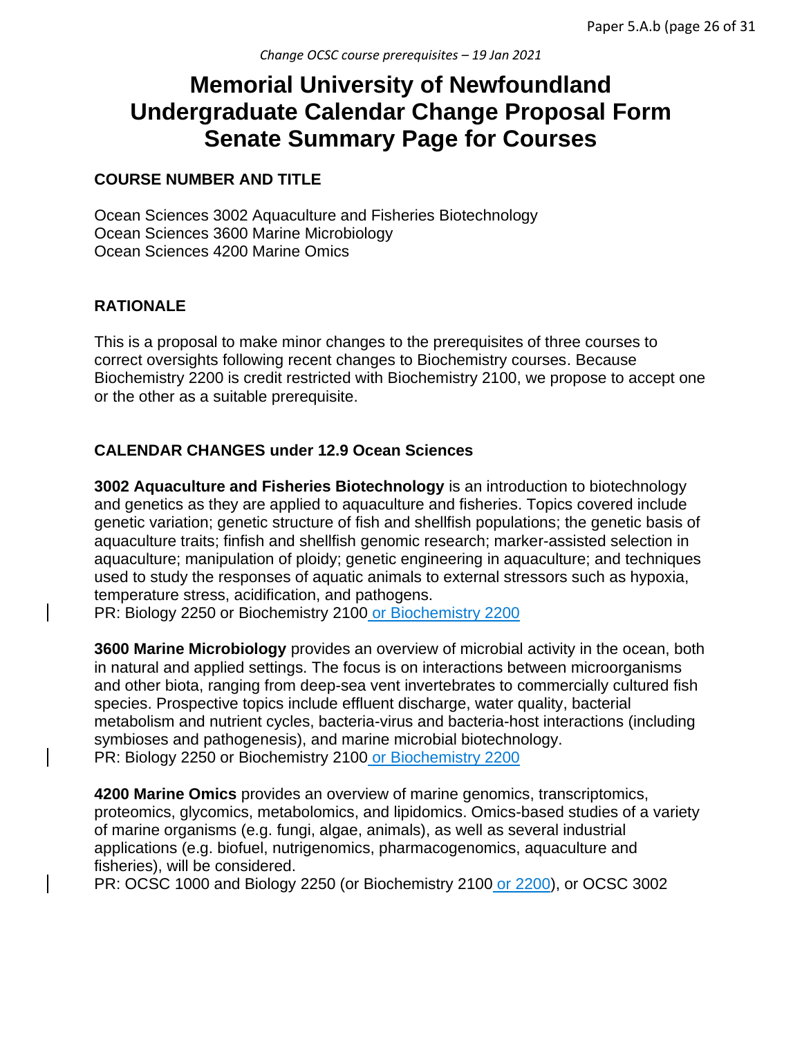*Change OCSC course prerequisites – 19 Jan 2021*

# Memorial University of Newfoundland Undergraduate Calendar Change Proposal Form Senate Summary Page for Courses

**COURSE NUMBER AND TITLE**

Ocean Sciences 3002 Aquaculture and Fisheries Biotechnology
Ocean Sciences 3600 Marine Microbiology
Ocean Sciences 4200 Marine Omics

**RATIONALE**

This is a proposal to make minor changes to the prerequisites of three courses to correct oversights following recent changes to Biochemistry courses. Because Biochemistry 2200 is credit restricted with Biochemistry 2100, we propose to accept one or the other as a suitable prerequisite.

**CALENDAR CHANGES under 12.9 Ocean Sciences**

**3002 Aquaculture and Fisheries Biotechnology** is an introduction to biotechnology and genetics as they are applied to aquaculture and fisheries. Topics covered include genetic variation; genetic structure of fish and shellfish populations; the genetic basis of aquaculture traits; finfish and shellfish genomic research; marker-assisted selection in aquaculture; manipulation of ploidy; genetic engineering in aquaculture; and techniques used to study the responses of aquatic animals to external stressors such as hypoxia, temperature stress, acidification, and pathogens.
PR: Biology 2250 or Biochemistry 2100 or Biochemistry 2200

**3600 Marine Microbiology** provides an overview of microbial activity in the ocean, both in natural and applied settings. The focus is on interactions between microorganisms and other biota, ranging from deep-sea vent invertebrates to commercially cultured fish species. Prospective topics include effluent discharge, water quality, bacterial metabolism and nutrient cycles, bacteria-virus and bacteria-host interactions (including symbioses and pathogenesis), and marine microbial biotechnology.
PR: Biology 2250 or Biochemistry 2100 or Biochemistry 2200

**4200 Marine Omics** provides an overview of marine genomics, transcriptomics, proteomics, glycomics, metabolomics, and lipidomics. Omics-based studies of a variety of marine organisms (e.g. fungi, algae, animals), as well as several industrial applications (e.g. biofuel, nutrigenomics, pharmacogenomics, aquaculture and fisheries), will be considered.
PR: OCSC 1000 and Biology 2250 (or Biochemistry 2100 or 2200), or OCSC 3002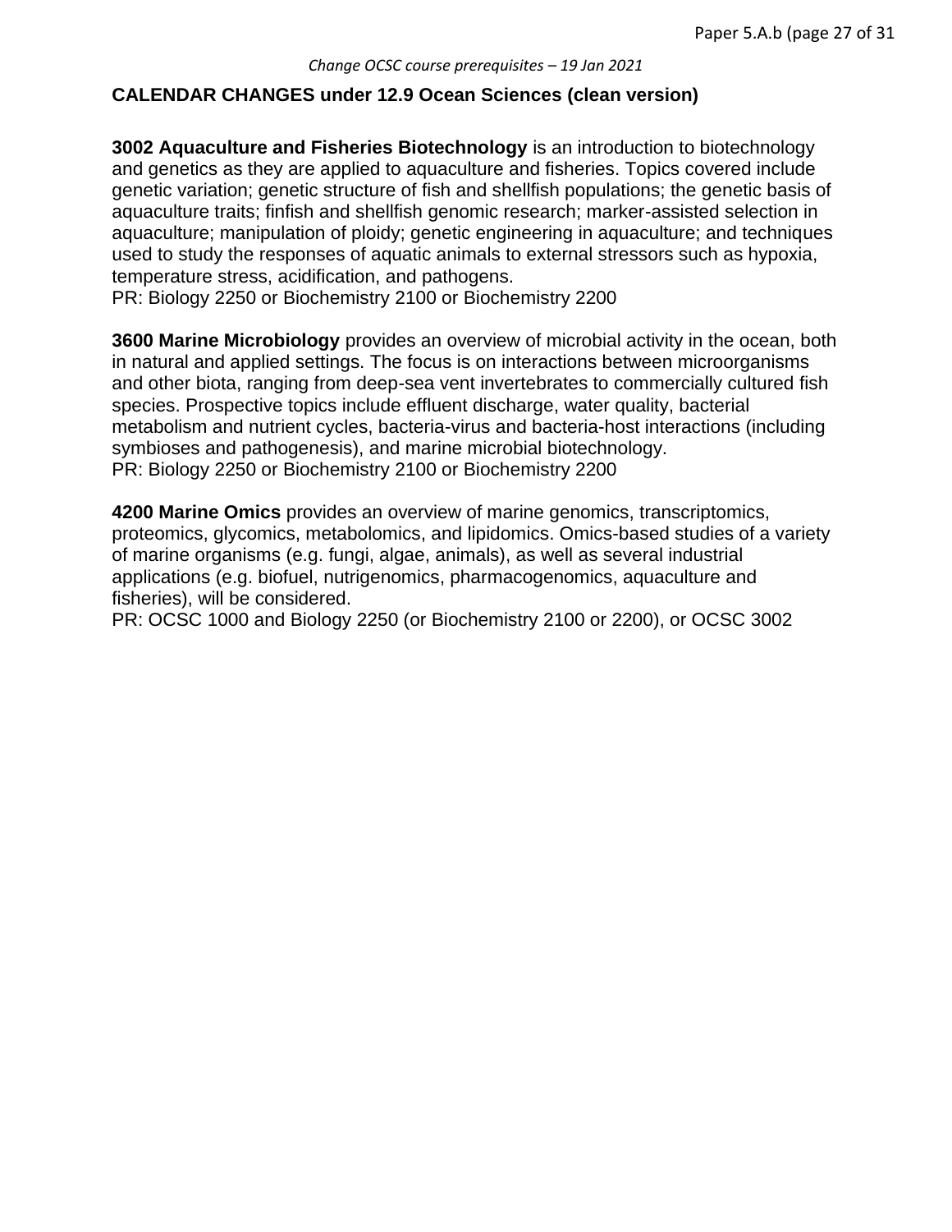## CALENDAR CHANGES under 12.9 Ocean Sciences (clean version)

**3002 Aquaculture and Fisheries Biotechnology** is an introduction to biotechnology and genetics as they are applied to aquaculture and fisheries. Topics covered include genetic variation; genetic structure of fish and shellfish populations; the genetic basis of aquaculture traits; finfish and shellfish genomic research; marker-assisted selection in aquaculture; manipulation of ploidy; genetic engineering in aquaculture; and techniques used to study the responses of aquatic animals to external stressors such as hypoxia, temperature stress, acidification, and pathogens.
PR: Biology 2250 or Biochemistry 2100 or Biochemistry 2200

**3600 Marine Microbiology** provides an overview of microbial activity in the ocean, both in natural and applied settings. The focus is on interactions between microorganisms and other biota, ranging from deep-sea vent invertebrates to commercially cultured fish species. Prospective topics include effluent discharge, water quality, bacterial metabolism and nutrient cycles, bacteria-virus and bacteria-host interactions (including symbioses and pathogenesis), and marine microbial biotechnology.
PR: Biology 2250 or Biochemistry 2100 or Biochemistry 2200

**4200 Marine Omics** provides an overview of marine genomics, transcriptomics, proteomics, glycomics, metabolomics, and lipidomics. Omics-based studies of a variety of marine organisms (e.g. fungi, algae, animals), as well as several industrial applications (e.g. biofuel, nutrigenomics, pharmacogenomics, aquaculture and fisheries), will be considered.
PR: OCSC 1000 and Biology 2250 (or Biochemistry 2100 or 2200), or OCSC 3002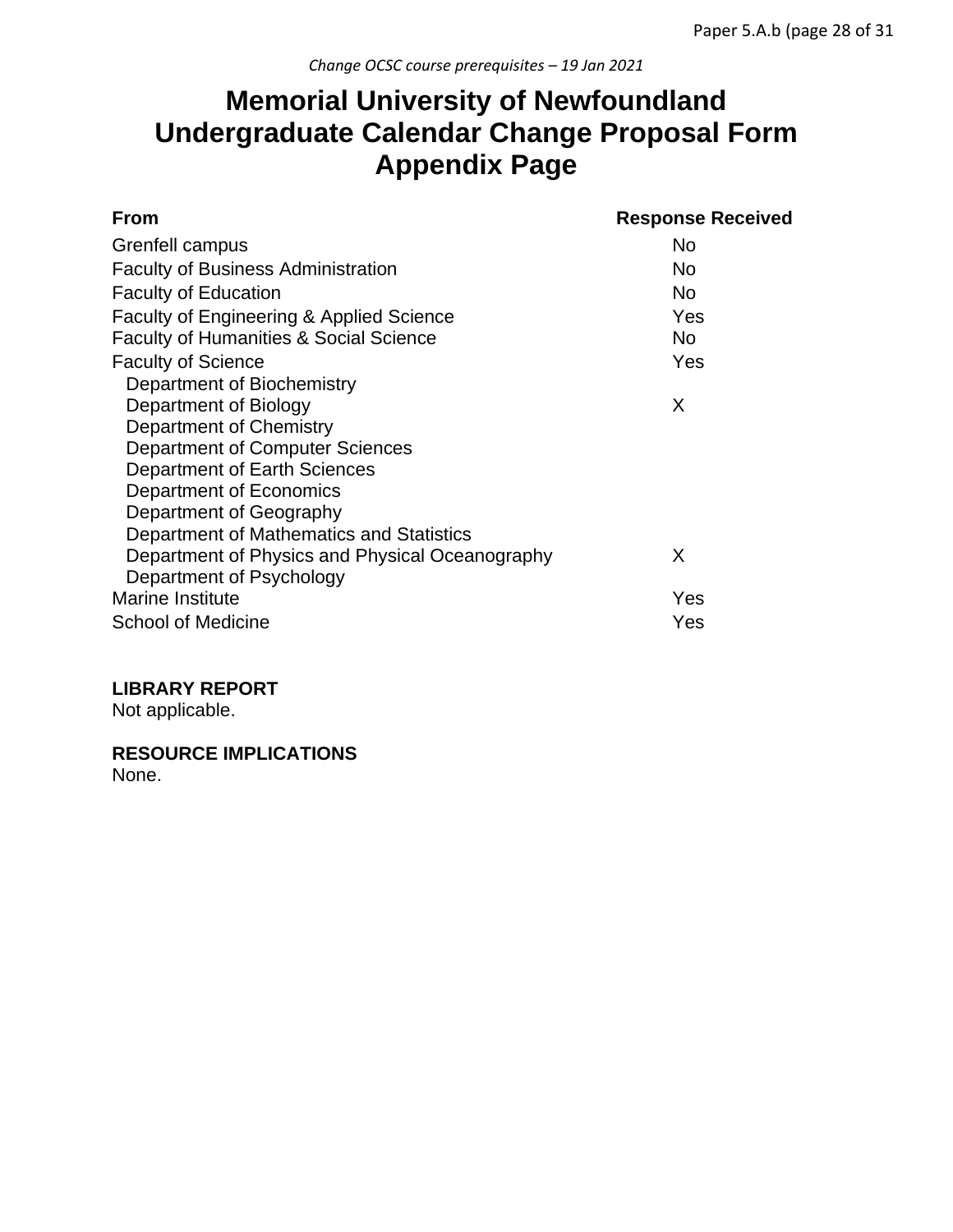*Change OCSC course prerequisites – 19 Jan 2021*

# Memorial University of Newfoundland Undergraduate Calendar Change Proposal Form Appendix Page

| From | Response Received |
| --- | --- |
| Grenfell campus | No |
| Faculty of Business Administration | No |
| Faculty of Education | No |
| Faculty of Engineering & Applied Science | Yes |
| Faculty of Humanities & Social Science | No |
| Faculty of Science | Yes |
| Department of Biochemistry | |
| Department of Biology | X |
| Department of Chemistry | |
| Department of Computer Sciences | |
| Department of Earth Sciences | |
| Department of Economics | |
| Department of Geography | |
| Department of Mathematics and Statistics | |
| Department of Physics and Physical Oceanography | X |
| Department of Psychology | |
| Marine Institute | Yes |
| School of Medicine | Yes |

**LIBRARY REPORT**
Not applicable.

**RESOURCE IMPLICATIONS**
None.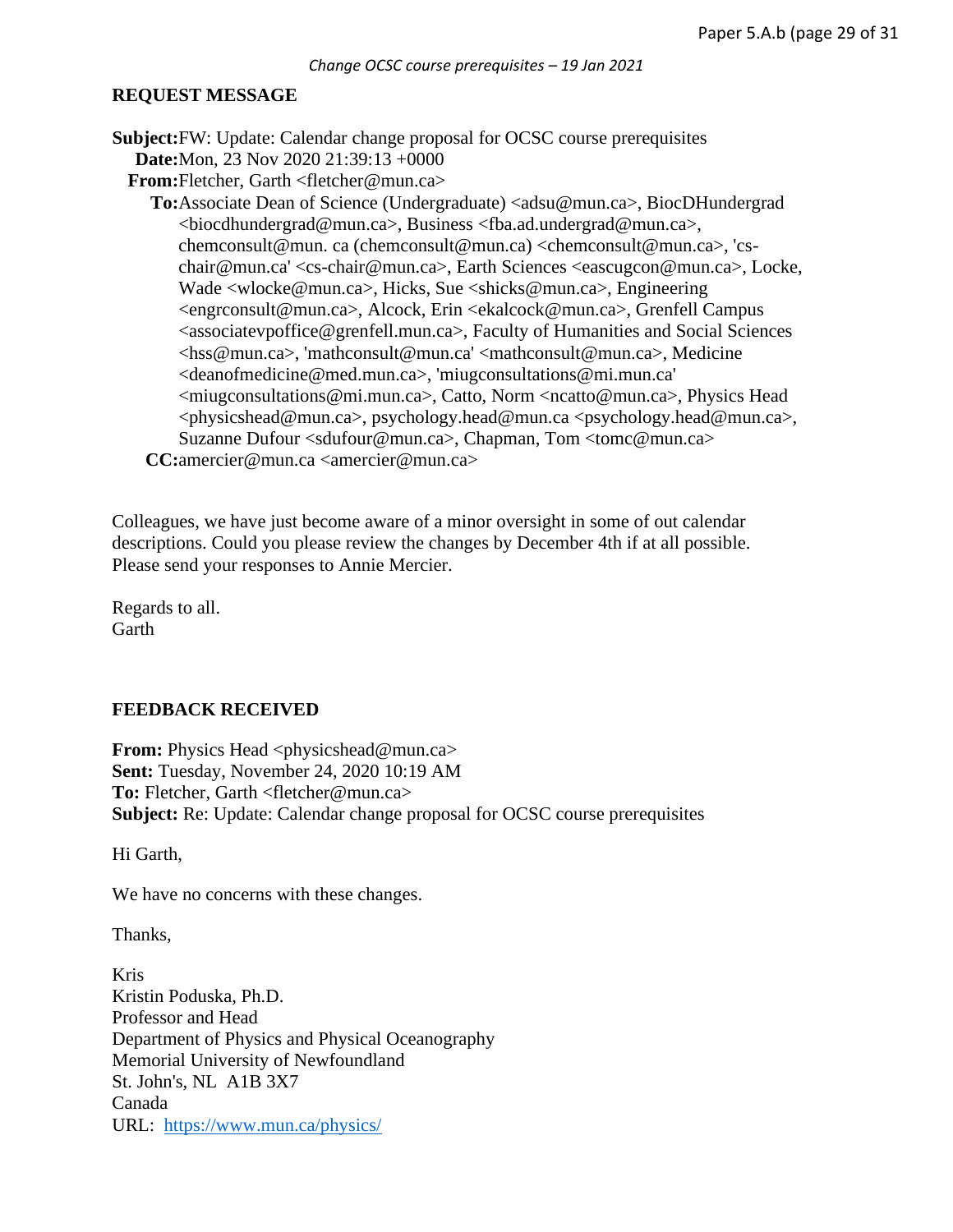*Change OCSC course prerequisites – 19 Jan 2021*

**REQUEST MESSAGE**

**Subject:** FW: Update: Calendar change proposal for OCSC course prerequisites
**Date:** Mon, 23 Nov 2020 21:39:13 +0000
**From:** Fletcher, Garth <fletcher@mun.ca>
**To:** Associate Dean of Science (Undergraduate) <adsu@mun.ca>, BiocDHundergrad <biocdhundergrad@mun.ca>, Business <fba.ad.undergrad@mun.ca>, chemconsult@mun. ca (chemconsult@mun.ca) <chemconsult@mun.ca>, 'cs-chair@mun.ca' <cs-chair@mun.ca>, Earth Sciences <eascugcon@mun.ca>, Locke, Wade <wlocke@mun.ca>, Hicks, Sue <shicks@mun.ca>, Engineering <engrconsult@mun.ca>, Alcock, Erin <ekalcock@mun.ca>, Grenfell Campus <associatevpoffice@grenfell.mun.ca>, Faculty of Humanities and Social Sciences <hss@mun.ca>, 'mathconsult@mun.ca' <mathconsult@mun.ca>, Medicine <deanofmedicine@med.mun.ca>, 'miugconsultations@mi.mun.ca' <miugconsultations@mi.mun.ca>, Catto, Norm <ncatto@mun.ca>, Physics Head <physicshead@mun.ca>, psychology.head@mun.ca <psychology.head@mun.ca>, Suzanne Dufour <sdufour@mun.ca>, Chapman, Tom <tomc@mun.ca>
**CC:** amercier@mun.ca <amercier@mun.ca>

Colleagues, we have just become aware of a minor oversight in some of out calendar descriptions. Could you please review the changes by December 4th if at all possible. Please send your responses to Annie Mercier.

Regards to all.
Garth

**FEEDBACK RECEIVED**

**From:** Physics Head <physicshead@mun.ca>
**Sent:** Tuesday, November 24, 2020 10:19 AM
**To:** Fletcher, Garth <fletcher@mun.ca>
**Subject:** Re: Update: Calendar change proposal for OCSC course prerequisites

Hi Garth,

We have no concerns with these changes.

Thanks,

Kris
Kristin Poduska, Ph.D.
Professor and Head
Department of Physics and Physical Oceanography
Memorial University of Newfoundland
St. John's, NL A1B 3X7
Canada
URL: https://www.mun.ca/physics/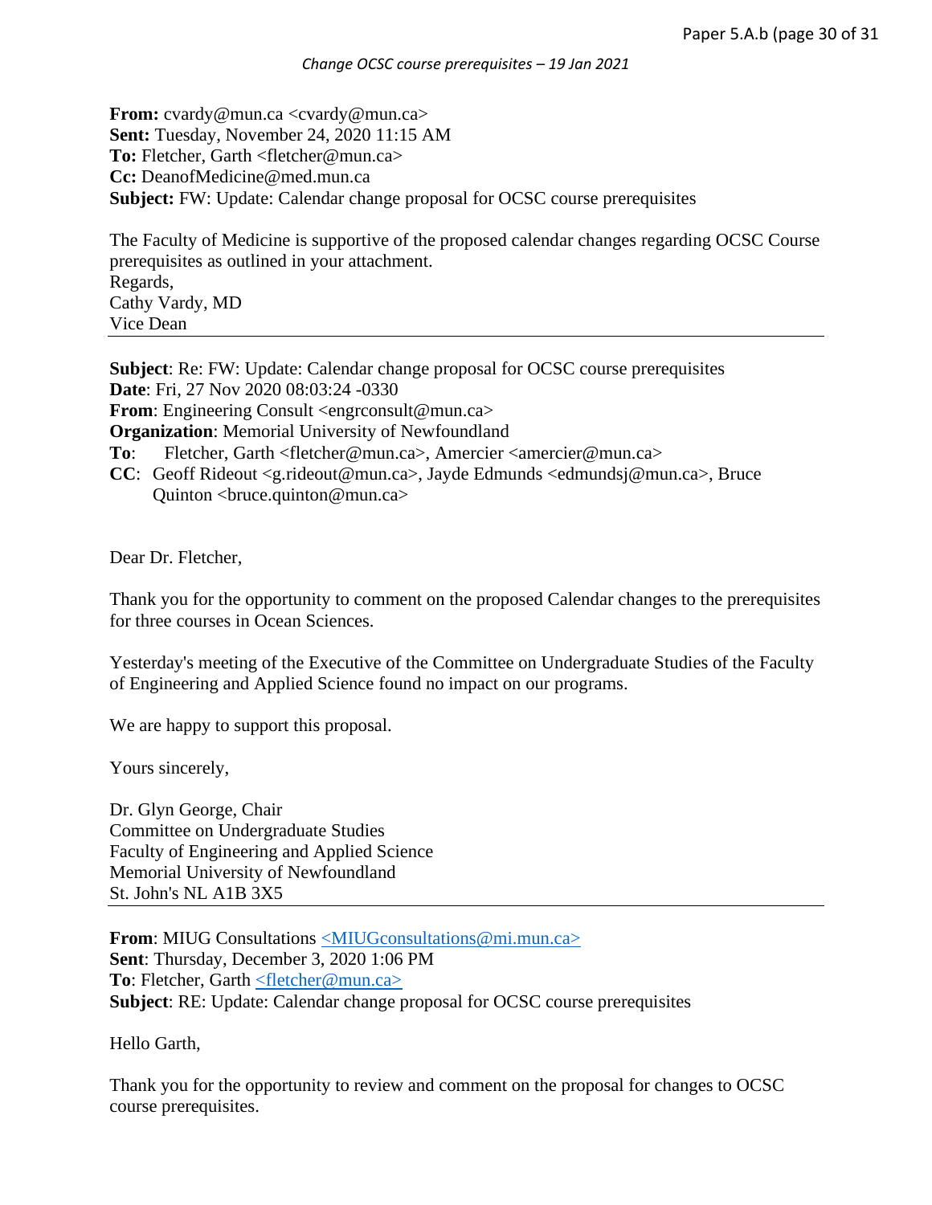**From:** cvardy@mun.ca <cvardy@mun.ca>
**Sent:** Tuesday, November 24, 2020 11:15 AM
**To:** Fletcher, Garth <fletcher@mun.ca>
**Cc:** DeanofMedicine@med.mun.ca
**Subject:** FW: Update: Calendar change proposal for OCSC course prerequisites

The Faculty of Medicine is supportive of the proposed calendar changes regarding OCSC Course prerequisites as outlined in your attachment.
Regards,
Cathy Vardy, MD
Vice Dean

---

**Subject**: Re: FW: Update: Calendar change proposal for OCSC course prerequisites
**Date**: Fri, 27 Nov 2020 08:03:24 -0330
**From**: Engineering Consult <engrconsult@mun.ca>
**Organization**: Memorial University of Newfoundland
**To**: Fletcher, Garth <fletcher@mun.ca>, Amercier <amercier@mun.ca>
**CC**: Geoff Rideout <g.rideout@mun.ca>, Jayde Edmunds <edmundsj@mun.ca>, Bruce Quinton <bruce.quinton@mun.ca>

Dear Dr. Fletcher,

Thank you for the opportunity to comment on the proposed Calendar changes to the prerequisites for three courses in Ocean Sciences.

Yesterday's meeting of the Executive of the Committee on Undergraduate Studies of the Faculty of Engineering and Applied Science found no impact on our programs.

We are happy to support this proposal.

Yours sincerely,

Dr. Glyn George, Chair
Committee on Undergraduate Studies
Faculty of Engineering and Applied Science
Memorial University of Newfoundland
St. John's NL A1B 3X5

---

**From**: MIUG Consultations <MIUGconsultations@mi.mun.ca>
**Sent**: Thursday, December 3, 2020 1:06 PM
**To**: Fletcher, Garth <fletcher@mun.ca>
**Subject**: RE: Update: Calendar change proposal for OCSC course prerequisites

Hello Garth,

Thank you for the opportunity to review and comment on the proposal for changes to OCSC course prerequisites.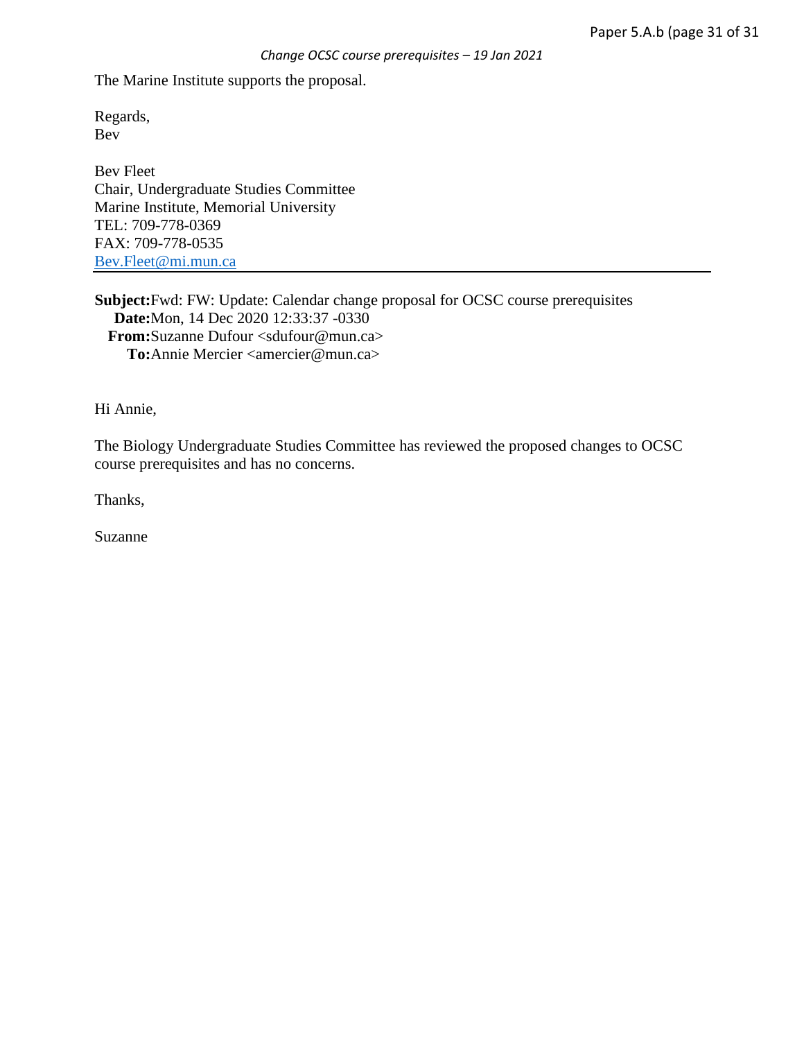The Marine Institute supports the proposal.

Regards,
Bev

Bev Fleet
Chair, Undergraduate Studies Committee
Marine Institute, Memorial University
TEL: 709-778-0369
FAX: 709-778-0535
Bev.Fleet@mi.mun.ca

---

**Subject:** Fwd: FW: Update: Calendar change proposal for OCSC course prerequisites
**Date:** Mon, 14 Dec 2020 12:33:37 -0330
**From:** Suzanne Dufour <sdufour@mun.ca>
**To:** Annie Mercier <amercier@mun.ca>

Hi Annie,

The Biology Undergraduate Studies Committee has reviewed the proposed changes to OCSC course prerequisites and has no concerns.

Thanks,

Suzanne